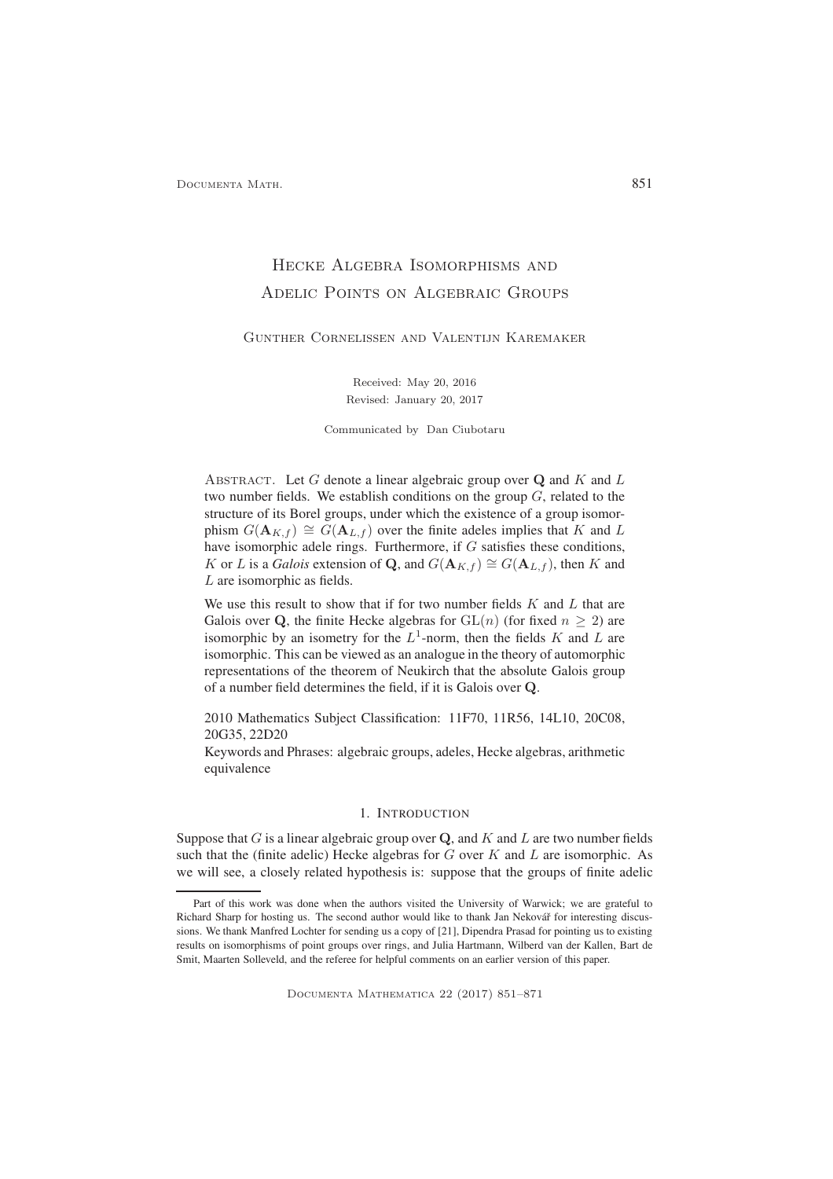# Hecke Algebra Isomorphisms and Adelic Points on Algebraic Groups

Gunther Cornelissen and Valentijn Karemaker

Received: May 20, 2016
Revised: January 20, 2017

Communicated by Dan Ciubotaru

Abstract. Let $G$ denote a linear algebraic group over $\mathbf{Q}$ and $K$ and $L$ two number fields. We establish conditions on the group $G$, related to the structure of its Borel groups, under which the existence of a group isomorphism $G(\mathbf{A}_{K,f}) \cong G(\mathbf{A}_{L,f})$ over the finite adeles implies that $K$ and $L$ have isomorphic adele rings. Furthermore, if $G$ satisfies these conditions, $K$ or $L$ is a *Galois* extension of $\mathbf{Q}$, and $G(\mathbf{A}_{K,f}) \cong G(\mathbf{A}_{L,f})$, then $K$ and $L$ are isomorphic as fields.

We use this result to show that if for two number fields $K$ and $L$ that are Galois over $\mathbf{Q}$, the finite Hecke algebras for $\mathrm{GL}(n)$ (for fixed $n \geq 2$) are isomorphic by an isometry for the $L^1$-norm, then the fields $K$ and $L$ are isomorphic. This can be viewed as an analogue in the theory of automorphic representations of the theorem of Neukirch that the absolute Galois group of a number field determines the field, if it is Galois over $\mathbf{Q}$.

2010 Mathematics Subject Classification: 11F70, 11R56, 14L10, 20C08, 20G35, 22D20

Keywords and Phrases: algebraic groups, adeles, Hecke algebras, arithmetic equivalence

## 1. Introduction

Suppose that $G$ is a linear algebraic group over $\mathbf{Q}$, and $K$ and $L$ are two number fields such that the (finite adelic) Hecke algebras for $G$ over $K$ and $L$ are isomorphic. As we will see, a closely related hypothesis is: suppose that the groups of finite adelic

---

Part of this work was done when the authors visited the University of Warwick; we are grateful to Richard Sharp for hosting us. The second author would like to thank Jan Nekovář for interesting discussions. We thank Manfred Lochter for sending us a copy of [21], Dipendra Prasad for pointing us to existing results on isomorphisms of point groups over rings, and Julia Hartmann, Wilberd van der Kallen, Bart de Smit, Maarten Solleveld, and the referee for helpful comments on an earlier version of this paper.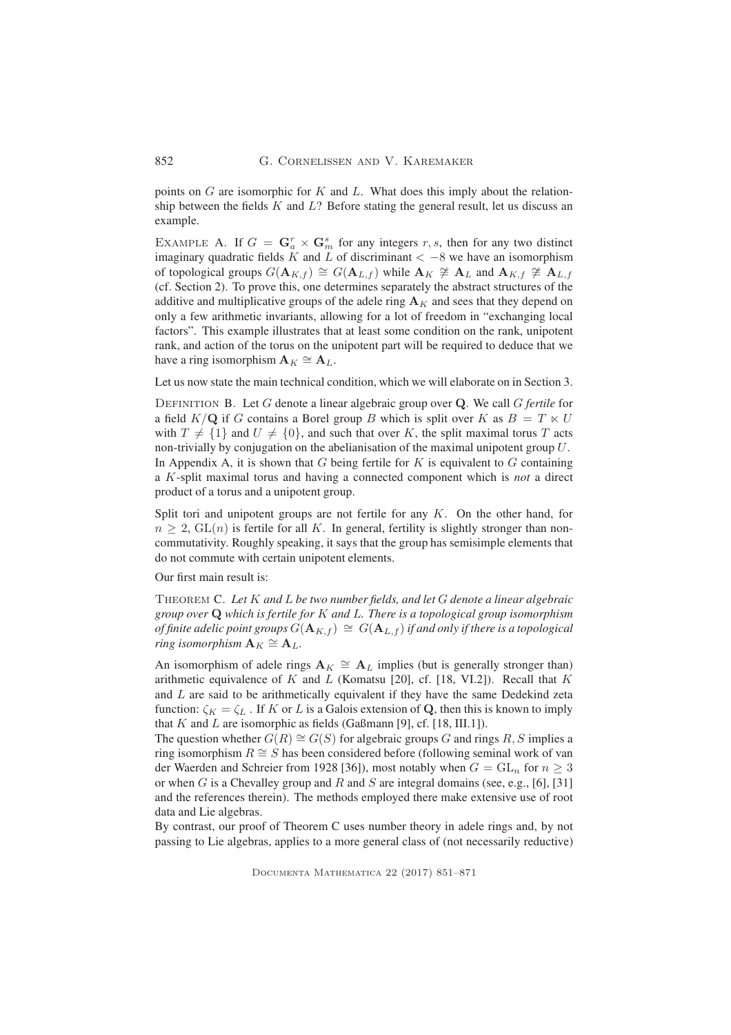points on $G$ are isomorphic for $K$ and $L$. What does this imply about the relationship between the fields $K$ and $L$? Before stating the general result, let us discuss an example.

EXAMPLE A. If $G = \mathbf{G}_a^r \times \mathbf{G}_m^s$ for any integers $r, s$, then for any two distinct imaginary quadratic fields $K$ and $L$ of discriminant $< -8$ we have an isomorphism of topological groups $G(\mathbf{A}_{K,f}) \cong G(\mathbf{A}_{L,f})$ while $\mathbf{A}_K \not\cong \mathbf{A}_L$ and $\mathbf{A}_{K,f} \not\cong \mathbf{A}_{L,f}$ (cf. Section 2). To prove this, one determines separately the abstract structures of the additive and multiplicative groups of the adele ring $\mathbf{A}_K$ and sees that they depend on only a few arithmetic invariants, allowing for a lot of freedom in "exchanging local factors". This example illustrates that at least some condition on the rank, unipotent rank, and action of the torus on the unipotent part will be required to deduce that we have a ring isomorphism $\mathbf{A}_K \cong \mathbf{A}_L$.

Let us now state the main technical condition, which we will elaborate on in Section 3.

DEFINITION B. Let $G$ denote a linear algebraic group over $\mathbf{Q}$. We call $G$ *fertile* for a field $K/\mathbf{Q}$ if $G$ contains a Borel group $B$ which is split over $K$ as $B = T \ltimes U$ with $T \neq \{1\}$ and $U \neq \{0\}$, and such that over $K$, the split maximal torus $T$ acts non-trivially by conjugation on the abelianisation of the maximal unipotent group $U$. In Appendix A, it is shown that $G$ being fertile for $K$ is equivalent to $G$ containing a $K$-split maximal torus and having a connected component which is *not* a direct product of a torus and a unipotent group.

Split tori and unipotent groups are not fertile for any $K$. On the other hand, for $n \geq 2$, $\mathrm{GL}(n)$ is fertile for all $K$. In general, fertility is slightly stronger than non-commutativity. Roughly speaking, it says that the group has semisimple elements that do not commute with certain unipotent elements.

Our first main result is:

THEOREM C. *Let $K$ and $L$ be two number fields, and let $G$ denote a linear algebraic group over $\mathbf{Q}$ which is fertile for $K$ and $L$. There is a topological group isomorphism of finite adelic point groups $G(\mathbf{A}_{K,f}) \cong G(\mathbf{A}_{L,f})$ if and only if there is a topological ring isomorphism $\mathbf{A}_K \cong \mathbf{A}_L$.*

An isomorphism of adele rings $\mathbf{A}_K \cong \mathbf{A}_L$ implies (but is generally stronger than) arithmetic equivalence of $K$ and $L$ (Komatsu [20], cf. [18, VI.2]). Recall that $K$ and $L$ are said to be arithmetically equivalent if they have the same Dedekind zeta function: $\zeta_K = \zeta_L$ . If $K$ or $L$ is a Galois extension of $\mathbf{Q}$, then this is known to imply that $K$ and $L$ are isomorphic as fields (Gaßmann [9], cf. [18, III.1]).

The question whether $G(R) \cong G(S)$ for algebraic groups $G$ and rings $R, S$ implies a ring isomorphism $R \cong S$ has been considered before (following seminal work of van der Waerden and Schreier from 1928 [36]), most notably when $G = \mathrm{GL}_n$ for $n \geq 3$ or when $G$ is a Chevalley group and $R$ and $S$ are integral domains (see, e.g., [6], [31] and the references therein). The methods employed there make extensive use of root data and Lie algebras.

By contrast, our proof of Theorem C uses number theory in adele rings and, by not passing to Lie algebras, applies to a more general class of (not necessarily reductive)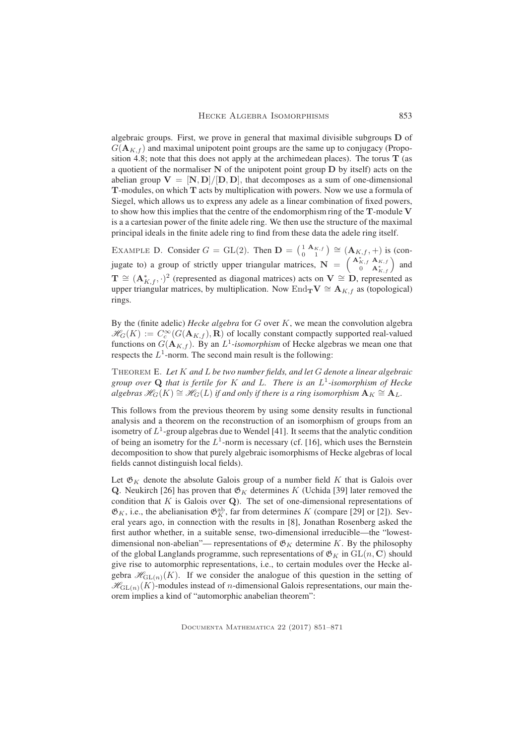algebraic groups. First, we prove in general that maximal divisible subgroups $\mathbf{D}$ of $G(\mathbf{A}_{K,f})$ and maximal unipotent point groups are the same up to conjugacy (Proposition 4.8; note that this does not apply at the archimedean places). The torus $\mathbf{T}$ (as a quotient of the normaliser $\mathbf{N}$ of the unipotent point group $\mathbf{D}$ by itself) acts on the abelian group $\mathbf{V} = [\mathbf{N}, \mathbf{D}]/[\mathbf{D}, \mathbf{D}]$, that decomposes as a sum of one-dimensional $\mathbf{T}$-modules, on which $\mathbf{T}$ acts by multiplication with powers. Now we use a formula of Siegel, which allows us to express any adele as a linear combination of fixed powers, to show how this implies that the centre of the endomorphism ring of the $\mathbf{T}$-module $\mathbf{V}$ is a a cartesian power of the finite adele ring. We then use the structure of the maximal principal ideals in the finite adele ring to find from these data the adele ring itself.

EXAMPLE D. Consider $G = \mathrm{GL}(2)$. Then $\mathbf{D} = \left(\begin{smallmatrix} 1 & \mathbf{A}_{K,f} \\ 0 & 1 \end{smallmatrix}\right) \cong (\mathbf{A}_{K,f}, +)$ is (conjugate to) a group of strictly upper triangular matrices, $\mathbf{N} = \left(\begin{smallmatrix} \mathbf{A}^*_{K,f} & \mathbf{A}_{K,f} \\ 0 & \mathbf{A}^*_{K,f} \end{smallmatrix}\right)$ and $\mathbf{T} \cong (\mathbf{A}^*_{K,f}, \cdot)^2$ (represented as diagonal matrices) acts on $\mathbf{V} \cong \mathbf{D}$, represented as upper triangular matrices, by multiplication. Now $\mathrm{End}_{\mathbf{T}}\mathbf{V} \cong \mathbf{A}_{K,f}$ as (topological) rings.

By the (finite adelic) *Hecke algebra* for $G$ over $K$, we mean the convolution algebra $\mathscr{H}_G(K) := C_c^\infty(G(\mathbf{A}_{K,f}), \mathbf{R})$ of locally constant compactly supported real-valued functions on $G(\mathbf{A}_{K,f})$. By an $L^1$-*isomorphism* of Hecke algebras we mean one that respects the $L^1$-norm. The second main result is the following:

THEOREM E. *Let $K$ and $L$ be two number fields, and let $G$ denote a linear algebraic group over $\mathbf{Q}$ that is fertile for $K$ and $L$. There is an $L^1$-isomorphism of Hecke algebras $\mathscr{H}_G(K) \cong \mathscr{H}_G(L)$ if and only if there is a ring isomorphism $\mathbf{A}_K \cong \mathbf{A}_L$.*

This follows from the previous theorem by using some density results in functional analysis and a theorem on the reconstruction of an isomorphism of groups from an isometry of $L^1$-group algebras due to Wendel [41]. It seems that the analytic condition of being an isometry for the $L^1$-norm is necessary (cf. [16], which uses the Bernstein decomposition to show that purely algebraic isomorphisms of Hecke algebras of local fields cannot distinguish local fields).

Let $\mathfrak{G}_K$ denote the absolute Galois group of a number field $K$ that is Galois over $\mathbf{Q}$. Neukirch [26] has proven that $\mathfrak{G}_K$ determines $K$ (Uchida [39] later removed the condition that $K$ is Galois over $\mathbf{Q}$). The set of one-dimensional representations of $\mathfrak{G}_K$, i.e., the abelianisation $\mathfrak{G}_K^{\mathrm{ab}}$, far from determines $K$ (compare [29] or [2]). Several years ago, in connection with the results in [8], Jonathan Rosenberg asked the first author whether, in a suitable sense, two-dimensional irreducible—the "lowest-dimensional non-abelian"— representations of $\mathfrak{G}_K$ determine $K$. By the philosophy of the global Langlands programme, such representations of $\mathfrak{G}_K$ in $\mathrm{GL}(n, \mathbf{C})$ should give rise to automorphic representations, i.e., to certain modules over the Hecke algebra $\mathscr{H}_{\mathrm{GL}(n)}(K)$. If we consider the analogue of this question in the setting of $\mathscr{H}_{\mathrm{GL}(n)}(K)$-modules instead of $n$-dimensional Galois representations, our main theorem implies a kind of "automorphic anabelian theorem":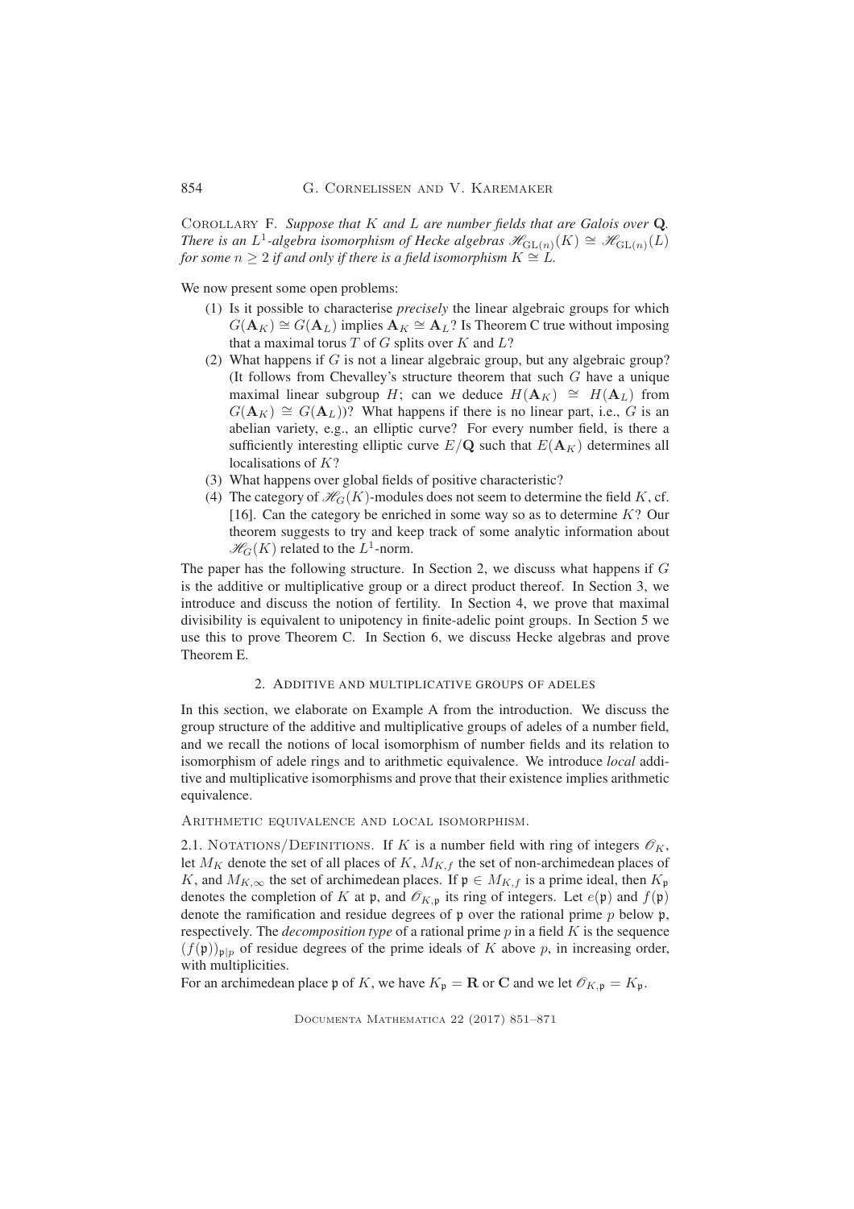Corollary F. *Suppose that $K$ and $L$ are number fields that are Galois over $\mathbf{Q}$. There is an $L^1$-algebra isomorphism of Hecke algebras $\mathscr{H}_{\mathrm{GL}(n)}(K) \cong \mathscr{H}_{\mathrm{GL}(n)}(L)$ for some $n \geq 2$ if and only if there is a field isomorphism $K \cong L$.*

We now present some open problems:

1. Is it possible to characterise *precisely* the linear algebraic groups for which $G(\mathbf{A}_K) \cong G(\mathbf{A}_L)$ implies $\mathbf{A}_K \cong \mathbf{A}_L$? Is Theorem C true without imposing that a maximal torus $T$ of $G$ splits over $K$ and $L$?
2. What happens if $G$ is not a linear algebraic group, but any algebraic group? (It follows from Chevalley's structure theorem that such $G$ have a unique maximal linear subgroup $H$; can we deduce $H(\mathbf{A}_K) \cong H(\mathbf{A}_L)$ from $G(\mathbf{A}_K) \cong G(\mathbf{A}_L)$)? What happens if there is no linear part, i.e., $G$ is an abelian variety, e.g., an elliptic curve? For every number field, is there a sufficiently interesting elliptic curve $E/\mathbf{Q}$ such that $E(\mathbf{A}_K)$ determines all localisations of $K$?
3. What happens over global fields of positive characteristic?
4. The category of $\mathscr{H}_G(K)$-modules does not seem to determine the field $K$, cf. [16]. Can the category be enriched in some way so as to determine $K$? Our theorem suggests to try and keep track of some analytic information about $\mathscr{H}_G(K)$ related to the $L^1$-norm.

The paper has the following structure. In Section 2, we discuss what happens if $G$ is the additive or multiplicative group or a direct product thereof. In Section 3, we introduce and discuss the notion of fertility. In Section 4, we prove that maximal divisibility is equivalent to unipotency in finite-adelic point groups. In Section 5 we use this to prove Theorem C. In Section 6, we discuss Hecke algebras and prove Theorem E.

## 2. Additive and multiplicative groups of adeles

In this section, we elaborate on Example A from the introduction. We discuss the group structure of the additive and multiplicative groups of adeles of a number field, and we recall the notions of local isomorphism of number fields and its relation to isomorphism of adele rings and to arithmetic equivalence. We introduce *local* additive and multiplicative isomorphisms and prove that their existence implies arithmetic equivalence.

### Arithmetic equivalence and local isomorphism.

2.1. Notations/Definitions. If $K$ is a number field with ring of integers $\mathscr{O}_K$, let $M_K$ denote the set of all places of $K$, $M_{K,f}$ the set of non-archimedean places of $K$, and $M_{K,\infty}$ the set of archimedean places. If $\mathfrak{p} \in M_{K,f}$ is a prime ideal, then $K_{\mathfrak{p}}$ denotes the completion of $K$ at $\mathfrak{p}$, and $\mathscr{O}_{K,\mathfrak{p}}$ its ring of integers. Let $e(\mathfrak{p})$ and $f(\mathfrak{p})$ denote the ramification and residue degrees of $\mathfrak{p}$ over the rational prime $p$ below $\mathfrak{p}$, respectively. The *decomposition type* of a rational prime $p$ in a field $K$ is the sequence $(f(\mathfrak{p}))_{\mathfrak{p}|p}$ of residue degrees of the prime ideals of $K$ above $p$, in increasing order, with multiplicities.

For an archimedean place $\mathfrak{p}$ of $K$, we have $K_{\mathfrak{p}} = \mathbf{R}$ or $\mathbf{C}$ and we let $\mathscr{O}_{K,\mathfrak{p}} = K_{\mathfrak{p}}$.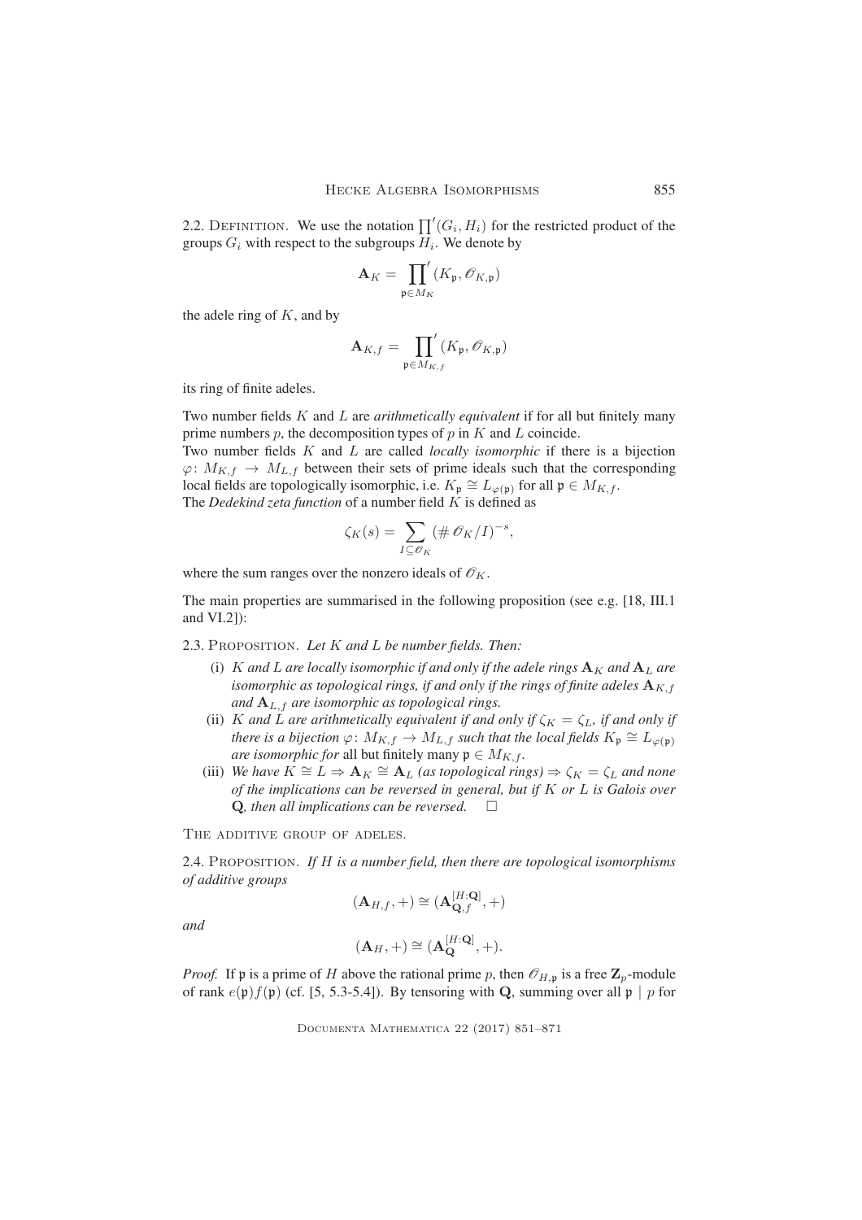2.2. Definition. We use the notation $\prod'(G_i, H_i)$ for the restricted product of the groups $G_i$ with respect to the subgroups $H_i$. We denote by

$$\mathbf{A}_K = \prod_{\mathfrak{p}\in M_K}{}' (K_\mathfrak{p}, \mathscr{O}_{K,\mathfrak{p}})$$

the adele ring of $K$, and by

$$\mathbf{A}_{K,f} = \prod_{\mathfrak{p}\in M_{K,f}}{}' (K_\mathfrak{p}, \mathscr{O}_{K,\mathfrak{p}})$$

its ring of finite adeles.

Two number fields $K$ and $L$ are *arithmetically equivalent* if for all but finitely many prime numbers $p$, the decomposition types of $p$ in $K$ and $L$ coincide.
Two number fields $K$ and $L$ are called *locally isomorphic* if there is a bijection $\varphi\colon M_{K,f} \to M_{L,f}$ between their sets of prime ideals such that the corresponding local fields are topologically isomorphic, i.e. $K_\mathfrak{p} \cong L_{\varphi(\mathfrak{p})}$ for all $\mathfrak{p} \in M_{K,f}$.
The *Dedekind zeta function* of a number field $K$ is defined as

$$\zeta_K(s) = \sum_{I \subseteq \mathscr{O}_K} (\# \mathscr{O}_K/I)^{-s},$$

where the sum ranges over the nonzero ideals of $\mathscr{O}_K$.

The main properties are summarised in the following proposition (see e.g. [18, III.1 and VI.2]):

2.3. Proposition. *Let $K$ and $L$ be number fields. Then:*

(i) *$K$ and $L$ are locally isomorphic if and only if the adele rings $\mathbf{A}_K$ and $\mathbf{A}_L$ are isomorphic as topological rings, if and only if the rings of finite adeles $\mathbf{A}_{K,f}$ and $\mathbf{A}_{L,f}$ are isomorphic as topological rings.*

(ii) *$K$ and $L$ are arithmetically equivalent if and only if $\zeta_K = \zeta_L$, if and only if there is a bijection $\varphi\colon M_{K,f} \to M_{L,f}$ such that the local fields $K_\mathfrak{p} \cong L_{\varphi(\mathfrak{p})}$ are isomorphic for* all but finitely many *$\mathfrak{p} \in M_{K,f}$.*

(iii) *We have $K \cong L \Rightarrow \mathbf{A}_K \cong \mathbf{A}_L$ (as topological rings) $\Rightarrow \zeta_K = \zeta_L$ and none of the implications can be reversed in general, but if $K$ or $L$ is Galois over $\mathbf{Q}$, then all implications can be reversed.* □

The additive group of adeles.

2.4. Proposition. *If $H$ is a number field, then there are topological isomorphisms of additive groups*

$$(\mathbf{A}_{H,f}, +) \cong (\mathbf{A}_{\mathbf{Q},f}^{[H:\mathbf{Q}]}, +)$$

*and*

$$(\mathbf{A}_H, +) \cong (\mathbf{A}_{\mathbf{Q}}^{[H:\mathbf{Q}]}, +).$$

*Proof.* If $\mathfrak{p}$ is a prime of $H$ above the rational prime $p$, then $\mathscr{O}_{H,\mathfrak{p}}$ is a free $\mathbf{Z}_p$-module of rank $e(\mathfrak{p})f(\mathfrak{p})$ (cf. [5, 5.3-5.4]). By tensoring with $\mathbf{Q}$, summing over all $\mathfrak{p} \mid p$ for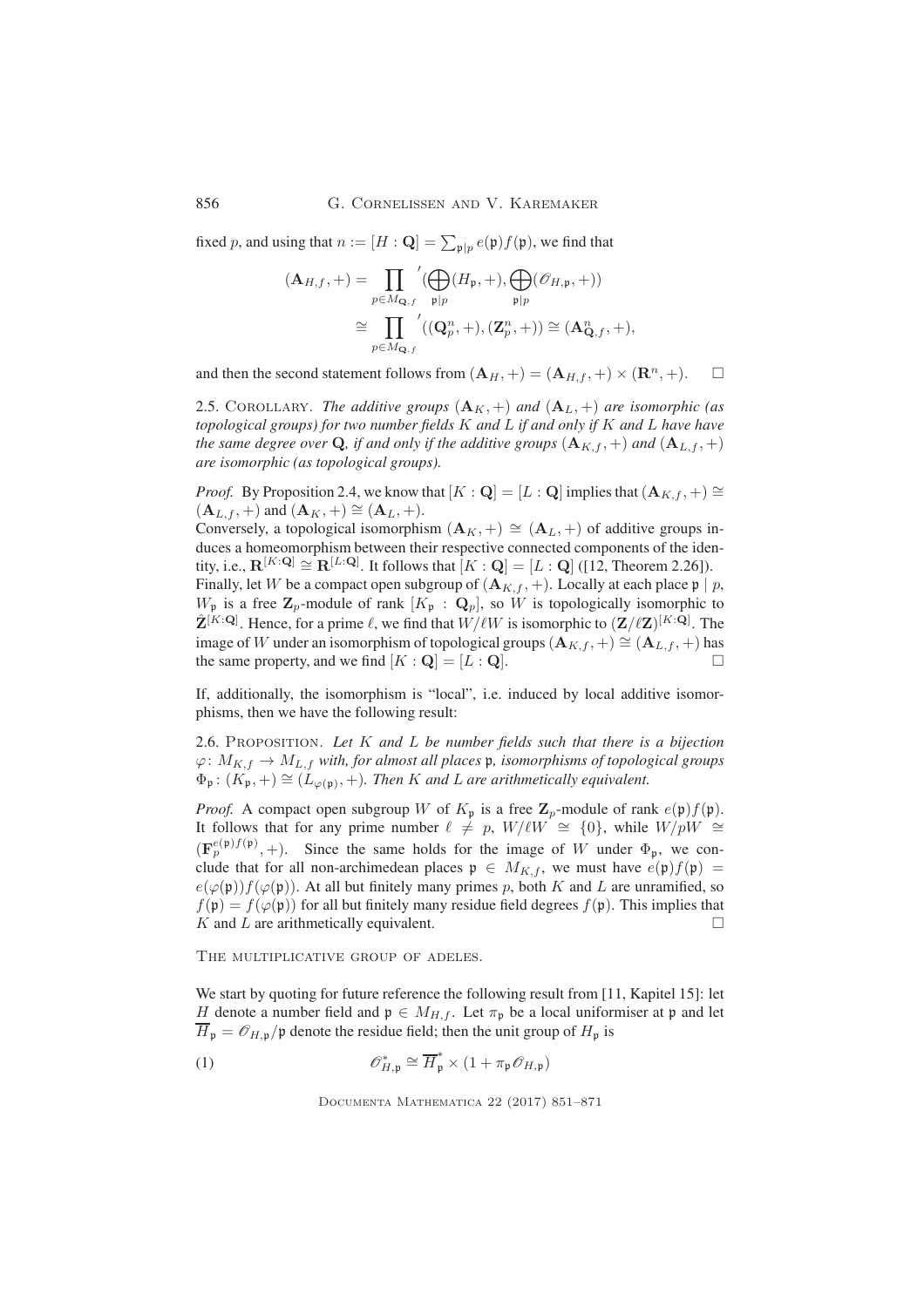fixed $p$, and using that $n := [H : \mathbf{Q}] = \sum_{\mathfrak{p}|p} e(\mathfrak{p})f(\mathfrak{p})$, we find that

$$\begin{aligned}(\mathbf{A}_{H,f}, +) &= \prod_{p \in M_{\mathbf{Q},f}}{}' (\bigoplus_{\mathfrak{p}|p} (H_{\mathfrak{p}}, +), \bigoplus_{\mathfrak{p}|p} (\mathscr{O}_{H,\mathfrak{p}}, +)) \\ &\cong \prod_{p \in M_{\mathbf{Q},f}}{}' ((\mathbf{Q}_p^n, +), (\mathbf{Z}_p^n, +)) \cong (\mathbf{A}_{\mathbf{Q},f}^n, +),\end{aligned}$$

and then the second statement follows from $(\mathbf{A}_H, +) = (\mathbf{A}_{H,f}, +) \times (\mathbf{R}^n, +)$. $\square$

2.5. Corollary. *The additive groups $(\mathbf{A}_K, +)$ and $(\mathbf{A}_L, +)$ are isomorphic (as topological groups) for two number fields $K$ and $L$ if and only if $K$ and $L$ have have the same degree over $\mathbf{Q}$, if and only if the additive groups $(\mathbf{A}_{K,f}, +)$ and $(\mathbf{A}_{L,f}, +)$ are isomorphic (as topological groups).*

*Proof.* By Proposition 2.4, we know that $[K : \mathbf{Q}] = [L : \mathbf{Q}]$ implies that $(\mathbf{A}_{K,f}, +) \cong (\mathbf{A}_{L,f}, +)$ and $(\mathbf{A}_K, +) \cong (\mathbf{A}_L, +)$.
Conversely, a topological isomorphism $(\mathbf{A}_K, +) \cong (\mathbf{A}_L, +)$ of additive groups induces a homeomorphism between their respective connected components of the identity, i.e., $\mathbf{R}^{[K:\mathbf{Q}]} \cong \mathbf{R}^{[L:\mathbf{Q}]}$. It follows that $[K : \mathbf{Q}] = [L : \mathbf{Q}]$ ([12, Theorem 2.26]).
Finally, let $W$ be a compact open subgroup of $(\mathbf{A}_{K,f}, +)$. Locally at each place $\mathfrak{p} \mid p$, $W_{\mathfrak{p}}$ is a free $\mathbf{Z}_p$-module of rank $[K_{\mathfrak{p}} : \mathbf{Q}_p]$, so $W$ is topologically isomorphic to $\hat{\mathbf{Z}}^{[K:\mathbf{Q}]}$. Hence, for a prime $\ell$, we find that $W/\ell W$ is isomorphic to $(\mathbf{Z}/\ell\mathbf{Z})^{[K:\mathbf{Q}]}$. The image of $W$ under an isomorphism of topological groups $(\mathbf{A}_{K,f}, +) \cong (\mathbf{A}_{L,f}, +)$ has the same property, and we find $[K : \mathbf{Q}] = [L : \mathbf{Q}]$. $\square$

If, additionally, the isomorphism is "local", i.e. induced by local additive isomorphisms, then we have the following result:

2.6. Proposition. *Let $K$ and $L$ be number fields such that there is a bijection $\varphi\colon M_{K,f} \to M_{L,f}$ with, for almost all places $\mathfrak{p}$, isomorphisms of topological groups $\Phi_{\mathfrak{p}} : (K_{\mathfrak{p}}, +) \cong (L_{\varphi(\mathfrak{p})}, +)$. Then $K$ and $L$ are arithmetically equivalent.*

*Proof.* A compact open subgroup $W$ of $K_{\mathfrak{p}}$ is a free $\mathbf{Z}_p$-module of rank $e(\mathfrak{p})f(\mathfrak{p})$. It follows that for any prime number $\ell \neq p$, $W/\ell W \cong \{0\}$, while $W/pW \cong (\mathbf{F}_p^{e(\mathfrak{p})f(\mathfrak{p})}, +)$. Since the same holds for the image of $W$ under $\Phi_{\mathfrak{p}}$, we conclude that for all non-archimedean places $\mathfrak{p} \in M_{K,f}$, we must have $e(\mathfrak{p})f(\mathfrak{p}) = e(\varphi(\mathfrak{p}))f(\varphi(\mathfrak{p}))$. At all but finitely many primes $p$, both $K$ and $L$ are unramified, so $f(\mathfrak{p}) = f(\varphi(\mathfrak{p}))$ for all but finitely many residue field degrees $f(\mathfrak{p})$. This implies that $K$ and $L$ are arithmetically equivalent. $\square$

The multiplicative group of adeles.

We start by quoting for future reference the following result from [11, Kapitel 15]: let $H$ denote a number field and $\mathfrak{p} \in M_{H,f}$. Let $\pi_{\mathfrak{p}}$ be a local uniformiser at $\mathfrak{p}$ and let $\overline{H}_{\mathfrak{p}} = \mathscr{O}_{H,\mathfrak{p}}/\mathfrak{p}$ denote the residue field; then the unit group of $H_{\mathfrak{p}}$ is

$$\mathscr{O}_{H,\mathfrak{p}}^* \cong \overline{H}_{\mathfrak{p}}^* \times (1 + \pi_{\mathfrak{p}} \mathscr{O}_{H,\mathfrak{p}}) \tag{1}$$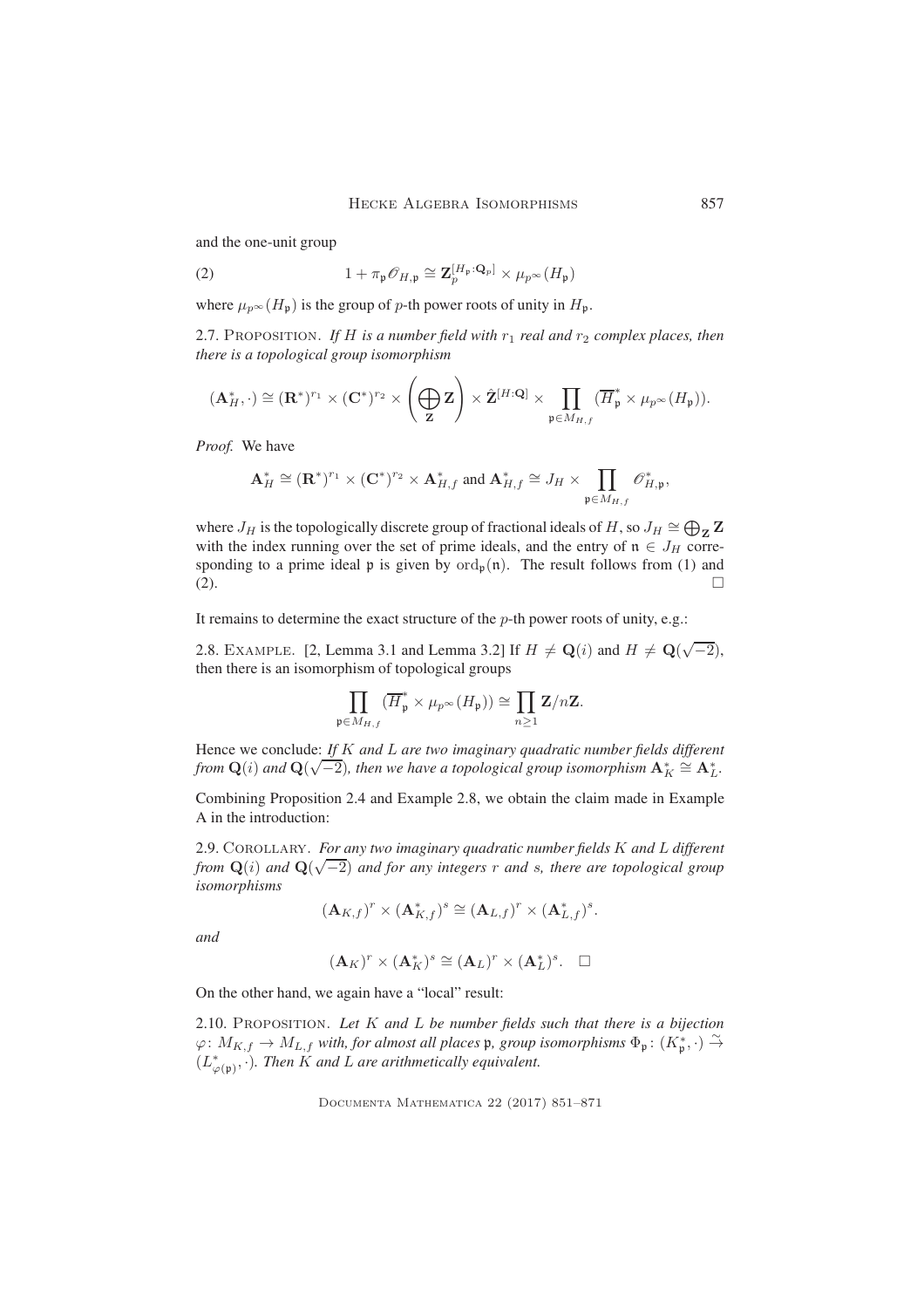and the one-unit group

$$1 + \pi_{\mathfrak{p}} \mathscr{O}_{H,\mathfrak{p}} \cong \mathbf{Z}_p^{[H_{\mathfrak{p}}:\mathbf{Q}_p]} \times \mu_{p^\infty}(H_{\mathfrak{p}}) \tag{2}$$

where $\mu_{p^\infty}(H_{\mathfrak{p}})$ is the group of $p$-th power roots of unity in $H_{\mathfrak{p}}$.

2.7. Proposition. *If $H$ is a number field with $r_1$ real and $r_2$ complex places, then there is a topological group isomorphism*

$$(\mathbf{A}_H^*, \cdot) \cong (\mathbf{R}^*)^{r_1} \times (\mathbf{C}^*)^{r_2} \times \left( \bigoplus_{\mathbf{Z}} \mathbf{Z} \right) \times \hat{\mathbf{Z}}^{[H:\mathbf{Q}]} \times \prod_{\mathfrak{p} \in M_{H,f}} (\overline{H}_{\mathfrak{p}}^* \times \mu_{p^\infty}(H_{\mathfrak{p}})).$$

*Proof.* We have

$$\mathbf{A}_H^* \cong (\mathbf{R}^*)^{r_1} \times (\mathbf{C}^*)^{r_2} \times \mathbf{A}_{H,f}^* \text{ and } \mathbf{A}_{H,f}^* \cong J_H \times \prod_{\mathfrak{p} \in M_{H,f}} \mathscr{O}_{H,\mathfrak{p}}^*,$$

where $J_H$ is the topologically discrete group of fractional ideals of $H$, so $J_H \cong \bigoplus_{\mathbf{Z}} \mathbf{Z}$ with the index running over the set of prime ideals, and the entry of $\mathfrak{n} \in J_H$ corresponding to a prime ideal $\mathfrak{p}$ is given by $\mathrm{ord}_{\mathfrak{p}}(\mathfrak{n})$. The result follows from (1) and (2). $\square$

It remains to determine the exact structure of the $p$-th power roots of unity, e.g.:

2.8. Example. [2, Lemma 3.1 and Lemma 3.2] If $H \neq \mathbf{Q}(i)$ and $H \neq \mathbf{Q}(\sqrt{-2})$, then there is an isomorphism of topological groups

$$\prod_{\mathfrak{p} \in M_{H,f}} (\overline{H}_{\mathfrak{p}}^* \times \mu_{p^\infty}(H_{\mathfrak{p}})) \cong \prod_{n \geq 1} \mathbf{Z}/n\mathbf{Z}.$$

Hence we conclude: *If $K$ and $L$ are two imaginary quadratic number fields different from $\mathbf{Q}(i)$ and $\mathbf{Q}(\sqrt{-2})$, then we have a topological group isomorphism $\mathbf{A}_K^* \cong \mathbf{A}_L^*$.*

Combining Proposition 2.4 and Example 2.8, we obtain the claim made in Example A in the introduction:

2.9. Corollary. *For any two imaginary quadratic number fields $K$ and $L$ different from $\mathbf{Q}(i)$ and $\mathbf{Q}(\sqrt{-2})$ and for any integers $r$ and $s$, there are topological group isomorphisms*

$$(\mathbf{A}_{K,f})^r \times (\mathbf{A}_{K,f}^*)^s \cong (\mathbf{A}_{L,f})^r \times (\mathbf{A}_{L,f}^*)^s.$$

*and*

$$(\mathbf{A}_K)^r \times (\mathbf{A}_K^*)^s \cong (\mathbf{A}_L)^r \times (\mathbf{A}_L^*)^s. \quad \square$$

On the other hand, we again have a "local" result:

2.10. Proposition. *Let $K$ and $L$ be number fields such that there is a bijection $\varphi \colon M_{K,f} \to M_{L,f}$ with, for almost all places $\mathfrak{p}$, group isomorphisms $\Phi_{\mathfrak{p}} \colon (K_{\mathfrak{p}}^*, \cdot) \xrightarrow{\sim} (L_{\varphi(\mathfrak{p})}^*, \cdot)$. Then $K$ and $L$ are arithmetically equivalent.*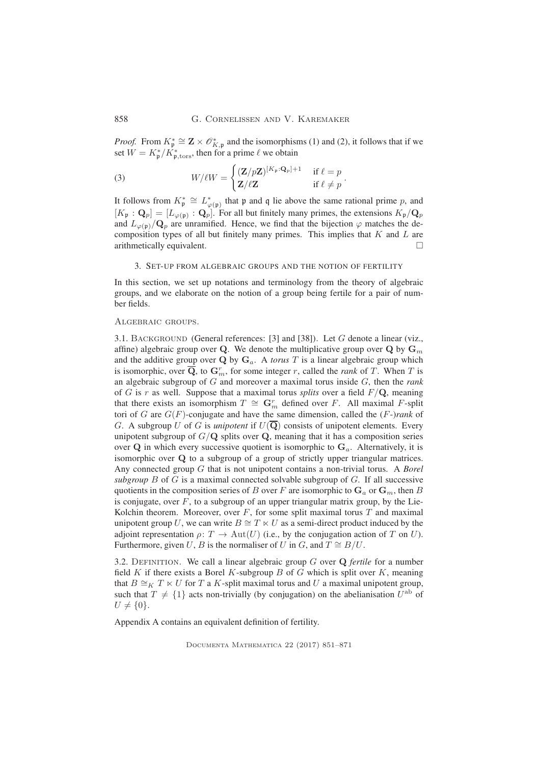*Proof.* From $K_{\mathfrak{p}}^* \cong \mathbf{Z} \times \mathcal{O}_{K,\mathfrak{p}}^*$ and the isomorphisms (1) and (2), it follows that if we set $W = K_{\mathfrak{p}}^*/K_{\mathfrak{p},\mathrm{tors}}^*$, then for a prime $\ell$ we obtain

$$W/\ell W = \begin{cases} (\mathbf{Z}/p\mathbf{Z})^{[K_{\mathfrak{p}}:\mathbf{Q}_p]+1} & \text{if } \ell = p \\ \mathbf{Z}/\ell\mathbf{Z} & \text{if } \ell \neq p \end{cases}. \tag{3}$$

It follows from $K_{\mathfrak{p}}^* \cong L_{\varphi(\mathfrak{p})}^*$ that $\mathfrak{p}$ and $\mathfrak{q}$ lie above the same rational prime $p$, and $[K_{\mathfrak{p}} : \mathbf{Q}_p] = [L_{\varphi(\mathfrak{p})} : \mathbf{Q}_p]$. For all but finitely many primes, the extensions $K_{\mathfrak{p}}/\mathbf{Q}_p$ and $L_{\varphi(\mathfrak{p})}/\mathbf{Q}_p$ are unramified. Hence, we find that the bijection $\varphi$ matches the decomposition types of all but finitely many primes. This implies that $K$ and $L$ are arithmetically equivalent. □

## 3. Set-up from algebraic groups and the notion of fertility

In this section, we set up notations and terminology from the theory of algebraic groups, and we elaborate on the notion of a group being fertile for a pair of number fields.

### Algebraic groups.

3.1. Background (General references: [3] and [38]). Let $G$ denote a linear (viz., affine) algebraic group over $\mathbf{Q}$. We denote the multiplicative group over $\mathbf{Q}$ by $\mathbf{G}_m$ and the additive group over $\mathbf{Q}$ by $\mathbf{G}_a$. A *torus* $T$ is a linear algebraic group which is isomorphic, over $\overline{\mathbf{Q}}$, to $\mathbf{G}_m^r$, for some integer $r$, called the *rank* of $T$. When $T$ is an algebraic subgroup of $G$ and moreover a maximal torus inside $G$, then the *rank* of $G$ is $r$ as well. Suppose that a maximal torus *splits* over a field $F/\mathbf{Q}$, meaning that there exists an isomorphism $T \cong \mathbf{G}_m^r$ defined over $F$. All maximal $F$-split tori of $G$ are $G(F)$-conjugate and have the same dimension, called the ($F$-)*rank* of $G$. A subgroup $U$ of $G$ is *unipotent* if $U(\overline{\mathbf{Q}})$ consists of unipotent elements. Every unipotent subgroup of $G/\mathbf{Q}$ splits over $\mathbf{Q}$, meaning that it has a composition series over $\mathbf{Q}$ in which every successive quotient is isomorphic to $\mathbf{G}_a$. Alternatively, it is isomorphic over $\mathbf{Q}$ to a subgroup of a group of strictly upper triangular matrices. Any connected group $G$ that is not unipotent contains a non-trivial torus. A *Borel subgroup* $B$ of $G$ is a maximal connected solvable subgroup of $G$. If all successive quotients in the composition series of $B$ over $F$ are isomorphic to $\mathbf{G}_a$ or $\mathbf{G}_m$, then $B$ is conjugate, over $F$, to a subgroup of an upper triangular matrix group, by the Lie-Kolchin theorem. Moreover, over $F$, for some split maximal torus $T$ and maximal unipotent group $U$, we can write $B \cong T \ltimes U$ as a semi-direct product induced by the adjoint representation $\rho \colon T \to \mathrm{Aut}(U)$ (i.e., by the conjugation action of $T$ on $U$). Furthermore, given $U$, $B$ is the normaliser of $U$ in $G$, and $T \cong B/U$.

3.2. Definition. We call a linear algebraic group $G$ over $\mathbf{Q}$ *fertile* for a number field $K$ if there exists a Borel $K$-subgroup $B$ of $G$ which is split over $K$, meaning that $B \cong_K T \ltimes U$ for $T$ a $K$-split maximal torus and $U$ a maximal unipotent group, such that $T \neq \{1\}$ acts non-trivially (by conjugation) on the abelianisation $U^{\mathrm{ab}}$ of $U \neq \{0\}$.

Appendix A contains an equivalent definition of fertility.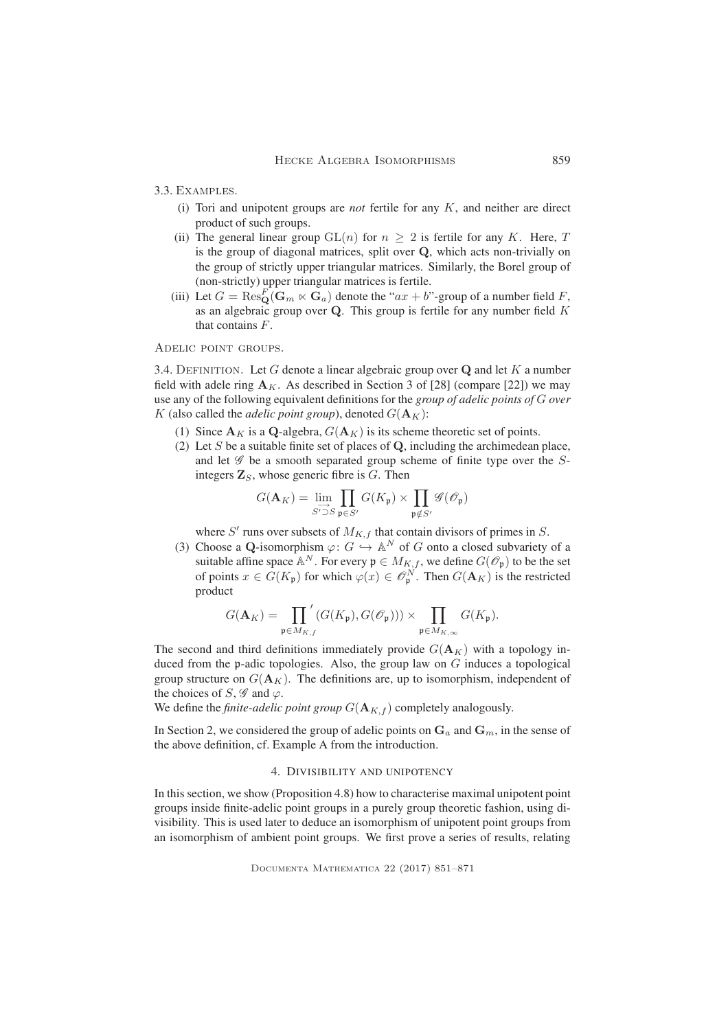3.3. Examples.

(i) Tori and unipotent groups are *not* fertile for any $K$, and neither are direct product of such groups.

(ii) The general linear group $\mathrm{GL}(n)$ for $n \geq 2$ is fertile for any $K$. Here, $T$ is the group of diagonal matrices, split over $\mathbf{Q}$, which acts non-trivially on the group of strictly upper triangular matrices. Similarly, the Borel group of (non-strictly) upper triangular matrices is fertile.

(iii) Let $G = \mathrm{Res}^F_{\mathbf{Q}}(\mathbf{G}_m \ltimes \mathbf{G}_a)$ denote the "$ax+b$"-group of a number field $F$, as an algebraic group over $\mathbf{Q}$. This group is fertile for any number field $K$ that contains $F$.

Adelic point groups.

3.4. Definition. Let $G$ denote a linear algebraic group over $\mathbf{Q}$ and let $K$ a number field with adele ring $\mathbf{A}_K$. As described in Section 3 of [28] (compare [22]) we may use any of the following equivalent definitions for the *group of adelic points of $G$ over $K$* (also called the *adelic point group*), denoted $G(\mathbf{A}_K)$:

(1) Since $\mathbf{A}_K$ is a $\mathbf{Q}$-algebra, $G(\mathbf{A}_K)$ is its scheme theoretic set of points.

(2) Let $S$ be a suitable finite set of places of $\mathbf{Q}$, including the archimedean place, and let $\mathscr{G}$ be a smooth separated group scheme of finite type over the $S$-integers $\mathbf{Z}_S$, whose generic fibre is $G$. Then

$$G(\mathbf{A}_K) = \varinjlim_{S' \supset S} \prod_{\mathfrak{p} \in S'} G(K_\mathfrak{p}) \times \prod_{\mathfrak{p} \notin S'} \mathscr{G}(\mathscr{O}_\mathfrak{p})$$

where $S'$ runs over subsets of $M_{K,f}$ that contain divisors of primes in $S$.

(3) Choose a $\mathbf{Q}$-isomorphism $\varphi\colon G \hookrightarrow \mathbb{A}^N$ of $G$ onto a closed subvariety of a suitable affine space $\mathbb{A}^N$. For every $\mathfrak{p} \in M_{K,f}$, we define $G(\mathscr{O}_\mathfrak{p})$ to be the set of points $x \in G(K_\mathfrak{p})$ for which $\varphi(x) \in \mathscr{O}_\mathfrak{p}^N$. Then $G(\mathbf{A}_K)$ is the restricted product

$$G(\mathbf{A}_K) = \prod_{\mathfrak{p} \in M_{K,f}}{}^{'} (G(K_\mathfrak{p}), G(\mathscr{O}_\mathfrak{p}))) \times \prod_{\mathfrak{p} \in M_{K,\infty}} G(K_\mathfrak{p}).$$

The second and third definitions immediately provide $G(\mathbf{A}_K)$ with a topology induced from the $\mathfrak{p}$-adic topologies. Also, the group law on $G$ induces a topological group structure on $G(\mathbf{A}_K)$. The definitions are, up to isomorphism, independent of the choices of $S$, $\mathscr{G}$ and $\varphi$.

We define the *finite-adelic point group* $G(\mathbf{A}_{K,f})$ completely analogously.

In Section 2, we considered the group of adelic points on $\mathbf{G}_a$ and $\mathbf{G}_m$, in the sense of the above definition, cf. Example A from the introduction.

## 4. Divisibility and unipotency

In this section, we show (Proposition 4.8) how to characterise maximal unipotent point groups inside finite-adelic point groups in a purely group theoretic fashion, using divisibility. This is used later to deduce an isomorphism of unipotent point groups from an isomorphism of ambient point groups. We first prove a series of results, relating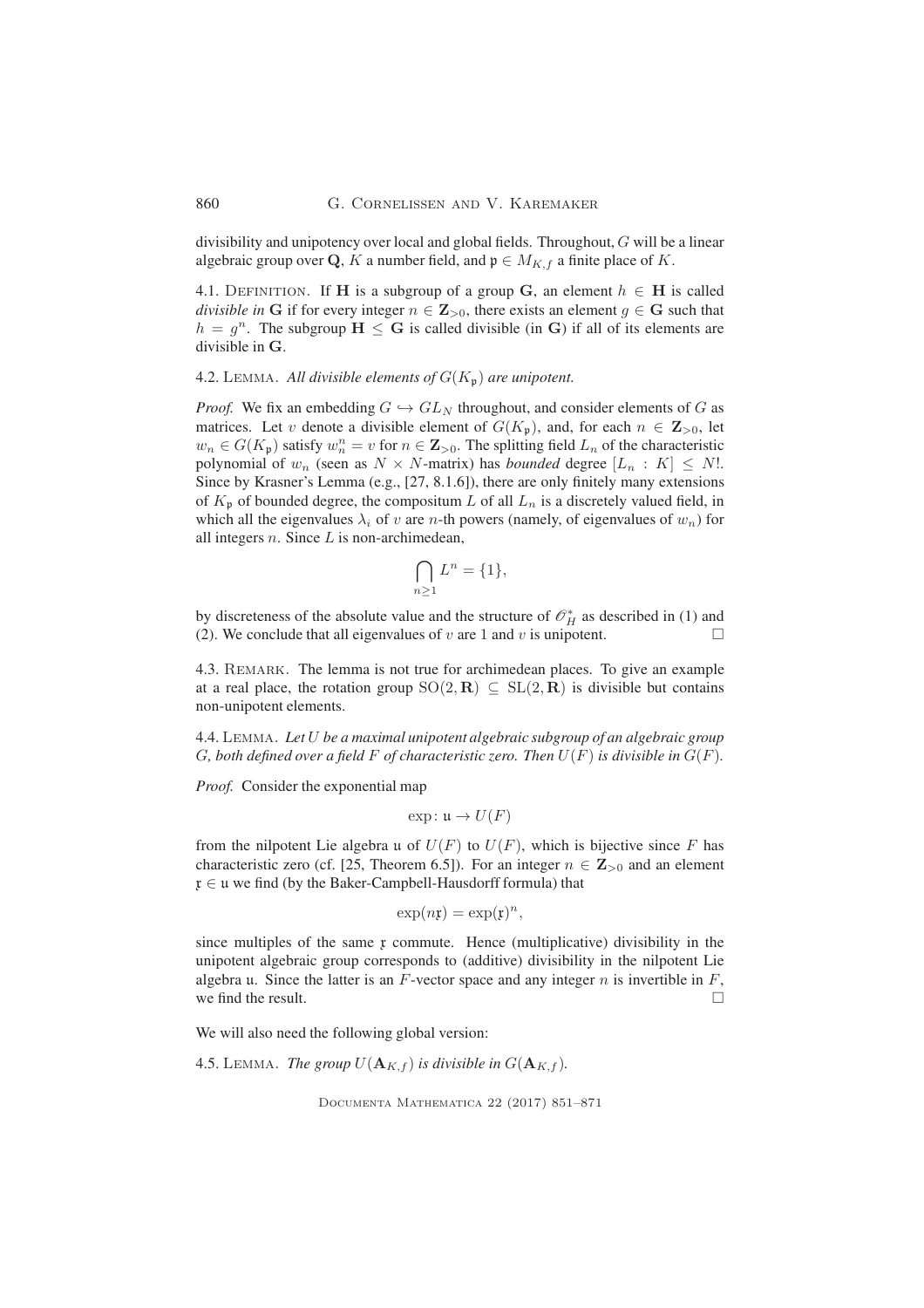divisibility and unipotency over local and global fields. Throughout, $G$ will be a linear algebraic group over $\mathbf{Q}$, $K$ a number field, and $\mathfrak{p} \in M_{K,f}$ a finite place of $K$.

4.1. Definition. If $\mathbf{H}$ is a subgroup of a group $\mathbf{G}$, an element $h \in \mathbf{H}$ is called *divisible in* $\mathbf{G}$ if for every integer $n \in \mathbf{Z}_{>0}$, there exists an element $g \in \mathbf{G}$ such that $h = g^n$. The subgroup $\mathbf{H} \leq \mathbf{G}$ is called divisible (in $\mathbf{G}$) if all of its elements are divisible in $\mathbf{G}$.

4.2. Lemma. *All divisible elements of $G(K_\mathfrak{p})$ are unipotent.*

*Proof.* We fix an embedding $G \hookrightarrow GL_N$ throughout, and consider elements of $G$ as matrices. Let $v$ denote a divisible element of $G(K_\mathfrak{p})$, and, for each $n \in \mathbf{Z}_{>0}$, let $w_n \in G(K_\mathfrak{p})$ satisfy $w_n^n = v$ for $n \in \mathbf{Z}_{>0}$. The splitting field $L_n$ of the characteristic polynomial of $w_n$ (seen as $N \times N$-matrix) has *bounded* degree $[L_n : K] \leq N!$. Since by Krasner's Lemma (e.g., [27, 8.1.6]), there are only finitely many extensions of $K_\mathfrak{p}$ of bounded degree, the compositum $L$ of all $L_n$ is a discretely valued field, in which all the eigenvalues $\lambda_i$ of $v$ are $n$-th powers (namely, of eigenvalues of $w_n$) for all integers $n$. Since $L$ is non-archimedean,

$$\bigcap_{n \geq 1} L^n = \{1\},$$

by discreteness of the absolute value and the structure of $\mathscr{O}_H^*$ as described in (1) and (2). We conclude that all eigenvalues of $v$ are 1 and $v$ is unipotent. $\square$

4.3. Remark. The lemma is not true for archimedean places. To give an example at a real place, the rotation group $\mathrm{SO}(2, \mathbf{R}) \subseteq \mathrm{SL}(2, \mathbf{R})$ is divisible but contains non-unipotent elements.

4.4. Lemma. *Let $U$ be a maximal unipotent algebraic subgroup of an algebraic group $G$, both defined over a field $F$ of characteristic zero. Then $U(F)$ is divisible in $G(F)$.*

*Proof.* Consider the exponential map

$$\exp \colon \mathfrak{u} \to U(F)$$

from the nilpotent Lie algebra $\mathfrak{u}$ of $U(F)$ to $U(F)$, which is bijective since $F$ has characteristic zero (cf. [25, Theorem 6.5]). For an integer $n \in \mathbf{Z}_{>0}$ and an element $\mathfrak{x} \in \mathfrak{u}$ we find (by the Baker-Campbell-Hausdorff formula) that

$$\exp(n\mathfrak{x}) = \exp(\mathfrak{x})^n,$$

since multiples of the same $\mathfrak{x}$ commute. Hence (multiplicative) divisibility in the unipotent algebraic group corresponds to (additive) divisibility in the nilpotent Lie algebra $\mathfrak{u}$. Since the latter is an $F$-vector space and any integer $n$ is invertible in $F$, we find the result. $\square$

We will also need the following global version:

4.5. Lemma. *The group $U(\mathbf{A}_{K,f})$ is divisible in $G(\mathbf{A}_{K,f})$.*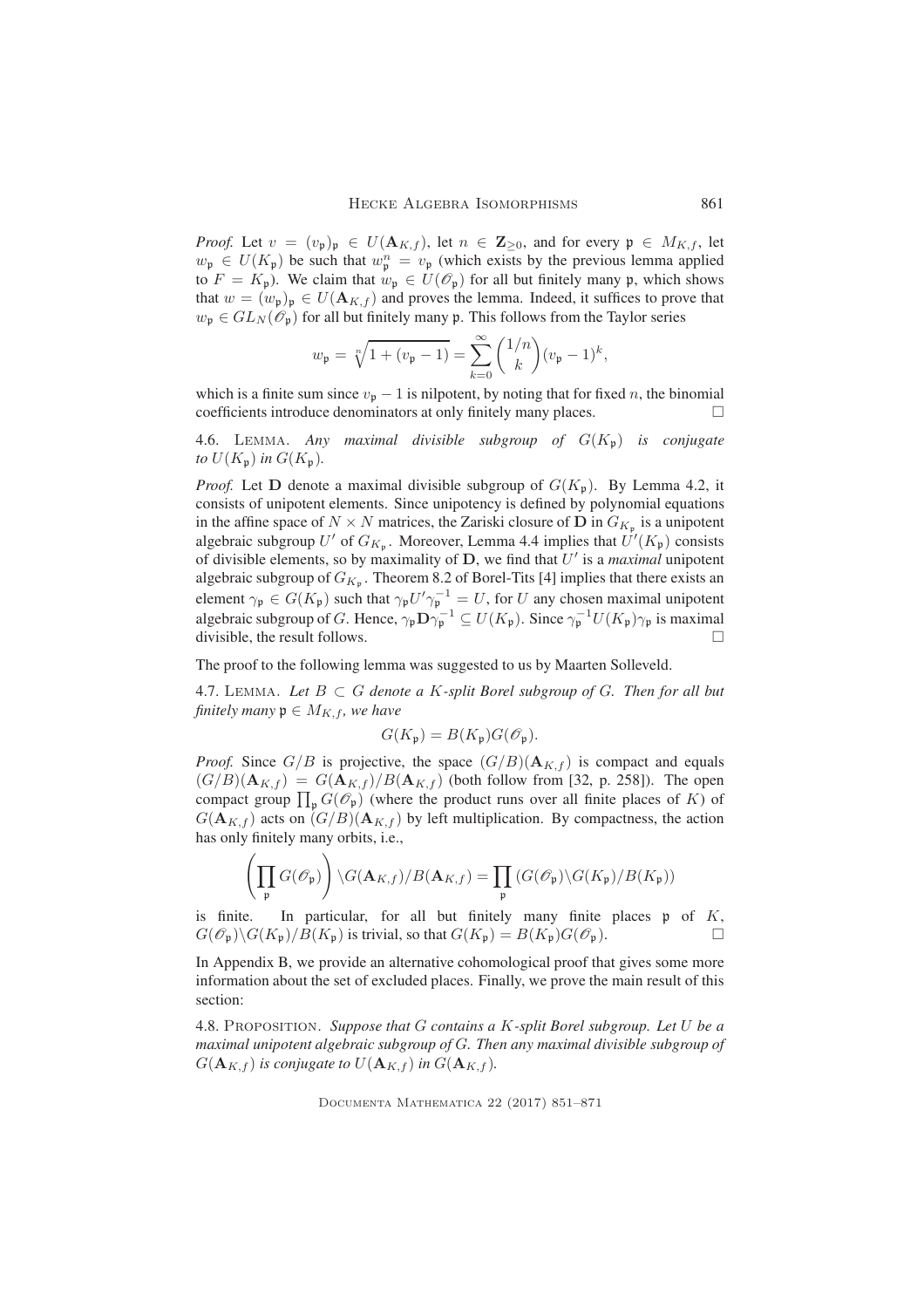*Proof.* Let $v = (v_\mathfrak{p})_\mathfrak{p} \in U(\mathbf{A}_{K,f})$, let $n \in \mathbf{Z}_{\geq 0}$, and for every $\mathfrak{p} \in M_{K,f}$, let $w_\mathfrak{p} \in U(K_\mathfrak{p})$ be such that $w_\mathfrak{p}^n = v_\mathfrak{p}$ (which exists by the previous lemma applied to $F = K_\mathfrak{p}$). We claim that $w_\mathfrak{p} \in U(\mathscr{O}_\mathfrak{p})$ for all but finitely many $\mathfrak{p}$, which shows that $w = (w_\mathfrak{p})_\mathfrak{p} \in U(\mathbf{A}_{K,f})$ and proves the lemma. Indeed, it suffices to prove that $w_\mathfrak{p} \in GL_N(\mathscr{O}_\mathfrak{p})$ for all but finitely many $\mathfrak{p}$. This follows from the Taylor series

$$w_\mathfrak{p} = \sqrt[n]{1 + (v_\mathfrak{p} - 1)} = \sum_{k=0}^{\infty} \binom{1/n}{k} (v_\mathfrak{p} - 1)^k,$$

which is a finite sum since $v_\mathfrak{p} - 1$ is nilpotent, by noting that for fixed $n$, the binomial coefficients introduce denominators at only finitely many places. □

4.6. Lemma. *Any maximal divisible subgroup of $G(K_\mathfrak{p})$ is conjugate to $U(K_\mathfrak{p})$ in $G(K_\mathfrak{p})$.*

*Proof.* Let $\mathbf{D}$ denote a maximal divisible subgroup of $G(K_\mathfrak{p})$. By Lemma 4.2, it consists of unipotent elements. Since unipotency is defined by polynomial equations in the affine space of $N \times N$ matrices, the Zariski closure of $\mathbf{D}$ in $G_{K_\mathfrak{p}}$ is a unipotent algebraic subgroup $U'$ of $G_{K_\mathfrak{p}}$. Moreover, Lemma 4.4 implies that $U'(K_\mathfrak{p})$ consists of divisible elements, so by maximality of $\mathbf{D}$, we find that $U'$ is a *maximal* unipotent algebraic subgroup of $G_{K_\mathfrak{p}}$. Theorem 8.2 of Borel-Tits [4] implies that there exists an element $\gamma_\mathfrak{p} \in G(K_\mathfrak{p})$ such that $\gamma_\mathfrak{p} U' \gamma_\mathfrak{p}^{-1} = U$, for $U$ any chosen maximal unipotent algebraic subgroup of $G$. Hence, $\gamma_\mathfrak{p} \mathbf{D} \gamma_\mathfrak{p}^{-1} \subseteq U(K_\mathfrak{p})$. Since $\gamma_\mathfrak{p}^{-1} U(K_\mathfrak{p}) \gamma_\mathfrak{p}$ is maximal divisible, the result follows. □

The proof to the following lemma was suggested to us by Maarten Solleveld.

4.7. Lemma. *Let $B \subset G$ denote a $K$-split Borel subgroup of $G$. Then for all but finitely many $\mathfrak{p} \in M_{K,f}$, we have*

$$G(K_\mathfrak{p}) = B(K_\mathfrak{p}) G(\mathscr{O}_\mathfrak{p}).$$

*Proof.* Since $G/B$ is projective, the space $(G/B)(\mathbf{A}_{K,f})$ is compact and equals $(G/B)(\mathbf{A}_{K,f}) = G(\mathbf{A}_{K,f})/B(\mathbf{A}_{K,f})$ (both follow from [32, p. 258]). The open compact group $\prod_\mathfrak{p} G(\mathscr{O}_\mathfrak{p})$ (where the product runs over all finite places of $K$) of $G(\mathbf{A}_{K,f})$ acts on $(G/B)(\mathbf{A}_{K,f})$ by left multiplication. By compactness, the action has only finitely many orbits, i.e.,

$$\left( \prod_\mathfrak{p} G(\mathscr{O}_\mathfrak{p}) \right) \backslash G(\mathbf{A}_{K,f})/B(\mathbf{A}_{K,f}) = \prod_\mathfrak{p} \left( G(\mathscr{O}_\mathfrak{p}) \backslash G(K_\mathfrak{p})/B(K_\mathfrak{p}) \right)$$

is finite. In particular, for all but finitely many finite places $\mathfrak{p}$ of $K$, $G(\mathscr{O}_\mathfrak{p}) \backslash G(K_\mathfrak{p})/B(K_\mathfrak{p})$ is trivial, so that $G(K_\mathfrak{p}) = B(K_\mathfrak{p}) G(\mathscr{O}_\mathfrak{p})$. □

In Appendix B, we provide an alternative cohomological proof that gives some more information about the set of excluded places. Finally, we prove the main result of this section:

4.8. Proposition. *Suppose that $G$ contains a $K$-split Borel subgroup. Let $U$ be a maximal unipotent algebraic subgroup of $G$. Then any maximal divisible subgroup of $G(\mathbf{A}_{K,f})$ is conjugate to $U(\mathbf{A}_{K,f})$ in $G(\mathbf{A}_{K,f})$.*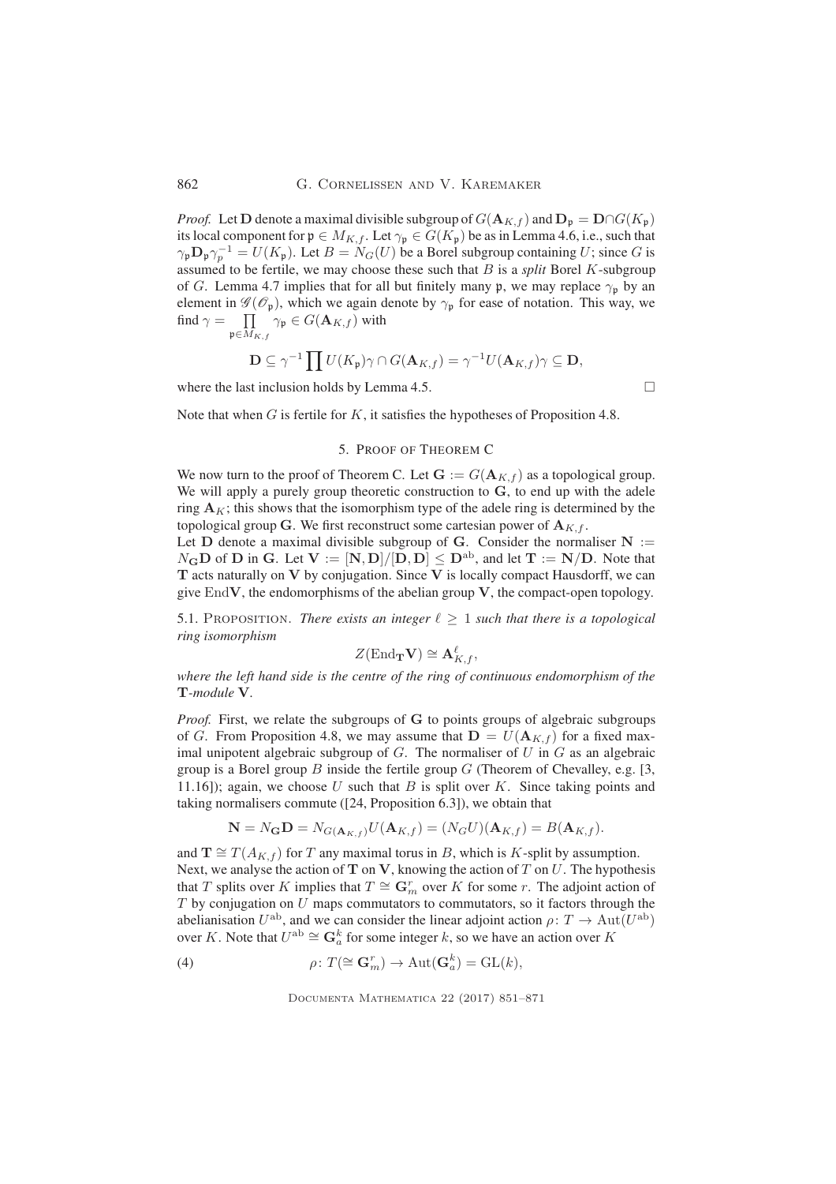*Proof.* Let $\mathbf{D}$ denote a maximal divisible subgroup of $G(\mathbf{A}_{K,f})$ and $\mathbf{D}_\mathfrak{p} = \mathbf{D} \cap G(K_\mathfrak{p})$ its local component for $\mathfrak{p} \in M_{K,f}$. Let $\gamma_\mathfrak{p} \in G(K_\mathfrak{p})$ be as in Lemma 4.6, i.e., such that $\gamma_\mathfrak{p} \mathbf{D}_\mathfrak{p} \gamma_p^{-1} = U(K_\mathfrak{p})$. Let $B = N_G(U)$ be a Borel subgroup containing $U$; since $G$ is assumed to be fertile, we may choose these such that $B$ is a *split* Borel $K$-subgroup of $G$. Lemma 4.7 implies that for all but finitely many $\mathfrak{p}$, we may replace $\gamma_\mathfrak{p}$ by an element in $\mathscr{G}(\mathscr{O}_\mathfrak{p})$, which we again denote by $\gamma_\mathfrak{p}$ for ease of notation. This way, we find $\gamma = \prod_{\mathfrak{p} \in M_{K,f}} \gamma_\mathfrak{p} \in G(\mathbf{A}_{K,f})$ with

$$\mathbf{D} \subseteq \gamma^{-1} \prod U(K_\mathfrak{p}) \gamma \cap G(\mathbf{A}_{K,f}) = \gamma^{-1} U(\mathbf{A}_{K,f}) \gamma \subseteq \mathbf{D},$$

where the last inclusion holds by Lemma 4.5. □

Note that when $G$ is fertile for $K$, it satisfies the hypotheses of Proposition 4.8.

## 5. Proof of Theorem C

We now turn to the proof of Theorem C. Let $\mathbf{G} := G(\mathbf{A}_{K,f})$ as a topological group. We will apply a purely group theoretic construction to $\mathbf{G}$, to end up with the adele ring $\mathbf{A}_K$; this shows that the isomorphism type of the adele ring is determined by the topological group $\mathbf{G}$. We first reconstruct some cartesian power of $\mathbf{A}_{K,f}$.

Let $\mathbf{D}$ denote a maximal divisible subgroup of $\mathbf{G}$. Consider the normaliser $\mathbf{N} := N_\mathbf{G}\mathbf{D}$ of $\mathbf{D}$ in $\mathbf{G}$. Let $\mathbf{V} := [\mathbf{N}, \mathbf{D}]/[\mathbf{D}, \mathbf{D}] \leq \mathbf{D}^{\mathrm{ab}}$, and let $\mathbf{T} := \mathbf{N}/\mathbf{D}$. Note that $\mathbf{T}$ acts naturally on $\mathbf{V}$ by conjugation. Since $\mathbf{V}$ is locally compact Hausdorff, we can give $\mathrm{End}\mathbf{V}$, the endomorphisms of the abelian group $\mathbf{V}$, the compact-open topology.

5.1. Proposition. *There exists an integer $\ell \geq 1$ such that there is a topological ring isomorphism*

$$Z(\mathrm{End}_\mathbf{T}\mathbf{V}) \cong \mathbf{A}_{K,f}^\ell,$$

*where the left hand side is the centre of the ring of continuous endomorphism of the $\mathbf{T}$-module $\mathbf{V}$.*

*Proof.* First, we relate the subgroups of $\mathbf{G}$ to points groups of algebraic subgroups of $G$. From Proposition 4.8, we may assume that $\mathbf{D} = U(\mathbf{A}_{K,f})$ for a fixed maximal unipotent algebraic subgroup of $G$. The normaliser of $U$ in $G$ as an algebraic group is a Borel group $B$ inside the fertile group $G$ (Theorem of Chevalley, e.g. [3, 11.16]); again, we choose $U$ such that $B$ is split over $K$. Since taking points and taking normalisers commute ([24, Proposition 6.3]), we obtain that

$$\mathbf{N} = N_\mathbf{G}\mathbf{D} = N_{G(\mathbf{A}_{K,f})} U(\mathbf{A}_{K,f}) = (N_G U)(\mathbf{A}_{K,f}) = B(\mathbf{A}_{K,f}).$$

and $\mathbf{T} \cong T(A_{K,f})$ for $T$ any maximal torus in $B$, which is $K$-split by assumption.

Next, we analyse the action of $\mathbf{T}$ on $\mathbf{V}$, knowing the action of $T$ on $U$. The hypothesis that $T$ splits over $K$ implies that $T \cong \mathbf{G}_m^r$ over $K$ for some $r$. The adjoint action of $T$ by conjugation on $U$ maps commutators to commutators, so it factors through the abelianisation $U^{\mathrm{ab}}$, and we can consider the linear adjoint action $\rho\colon T \to \mathrm{Aut}(U^{\mathrm{ab}})$ over $K$. Note that $U^{\mathrm{ab}} \cong \mathbf{G}_a^k$ for some integer $k$, so we have an action over $K$

$$\rho\colon T (\cong \mathbf{G}_m^r) \to \mathrm{Aut}(\mathbf{G}_a^k) = \mathrm{GL}(k), \tag{4}$$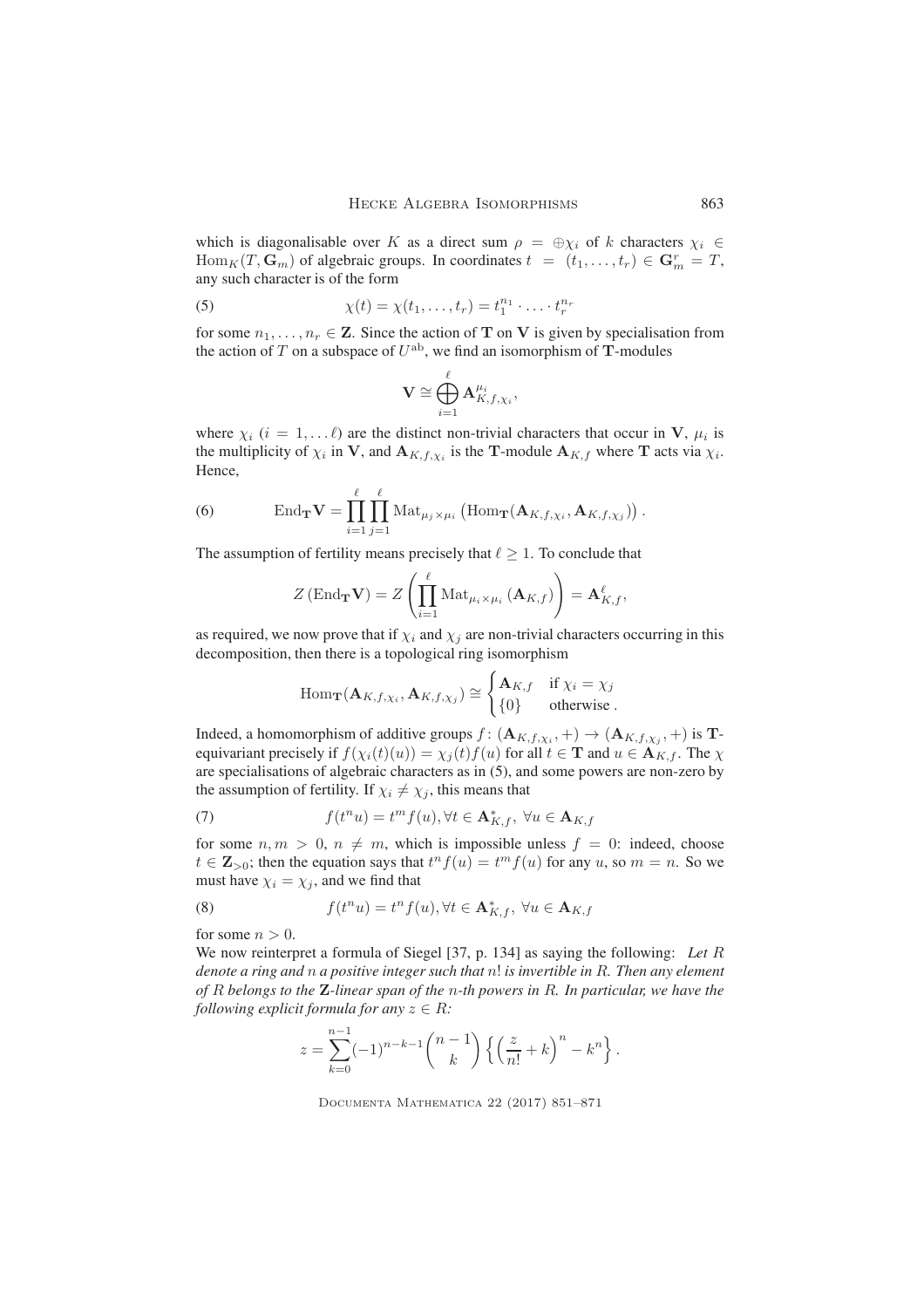which is diagonalisable over $K$ as a direct sum $\rho = \oplus \chi_i$ of $k$ characters $\chi_i \in \mathrm{Hom}_K(T, \mathbf{G}_m)$ of algebraic groups. In coordinates $t = (t_1, \dots, t_r) \in \mathbf{G}_m^r = T$, any such character is of the form

$$\chi(t) = \chi(t_1, \dots, t_r) = t_1^{n_1} \cdot \dots \cdot t_r^{n_r} \tag{5}$$

for some $n_1, \dots, n_r \in \mathbf{Z}$. Since the action of $\mathbf{T}$ on $\mathbf{V}$ is given by specialisation from the action of $T$ on a subspace of $U^{\mathrm{ab}}$, we find an isomorphism of $\mathbf{T}$-modules

$$\mathbf{V} \cong \bigoplus_{i=1}^{\ell} \mathbf{A}_{K,f,\chi_i}^{\mu_i},$$

where $\chi_i$ $(i = 1, \dots \ell)$ are the distinct non-trivial characters that occur in $\mathbf{V}$, $\mu_i$ is the multiplicity of $\chi_i$ in $\mathbf{V}$, and $\mathbf{A}_{K,f,\chi_i}$ is the $\mathbf{T}$-module $\mathbf{A}_{K,f}$ where $\mathbf{T}$ acts via $\chi_i$. Hence,

$$\mathrm{End}_{\mathbf{T}} \mathbf{V} = \prod_{i=1}^{\ell} \prod_{j=1}^{\ell} \mathrm{Mat}_{\mu_j \times \mu_i} \left( \mathrm{Hom}_{\mathbf{T}}(\mathbf{A}_{K,f,\chi_i}, \mathbf{A}_{K,f,\chi_j}) \right). \tag{6}$$

The assumption of fertility means precisely that $\ell \geq 1$. To conclude that

$$Z \left( \mathrm{End}_{\mathbf{T}} \mathbf{V} \right) = Z \left( \prod_{i=1}^{\ell} \mathrm{Mat}_{\mu_i \times \mu_i} \left( \mathbf{A}_{K,f} \right) \right) = \mathbf{A}_{K,f}^{\ell},$$

as required, we now prove that if $\chi_i$ and $\chi_j$ are non-trivial characters occurring in this decomposition, then there is a topological ring isomorphism

$$\mathrm{Hom}_{\mathbf{T}}(\mathbf{A}_{K,f,\chi_i}, \mathbf{A}_{K,f,\chi_j}) \cong \begin{cases} \mathbf{A}_{K,f} & \text{if } \chi_i = \chi_j \\ \{0\} & \text{otherwise}. \end{cases}$$

Indeed, a homomorphism of additive groups $f \colon (\mathbf{A}_{K,f,\chi_i}, +) \to (\mathbf{A}_{K,f,\chi_j}, +)$ is $\mathbf{T}$-equivariant precisely if $f(\chi_i(t)(u)) = \chi_j(t) f(u)$ for all $t \in \mathbf{T}$ and $u \in \mathbf{A}_{K,f}$. The $\chi$ are specialisations of algebraic characters as in (5), and some powers are non-zero by the assumption of fertility. If $\chi_i \neq \chi_j$, this means that

$$f(t^n u) = t^m f(u), \forall t \in \mathbf{A}_{K,f}^*, \ \forall u \in \mathbf{A}_{K,f} \tag{7}$$

for some $n, m > 0$, $n \neq m$, which is impossible unless $f = 0$: indeed, choose $t \in \mathbf{Z}_{>0}$; then the equation says that $t^n f(u) = t^m f(u)$ for any $u$, so $m = n$. So we must have $\chi_i = \chi_j$, and we find that

$$f(t^n u) = t^n f(u), \forall t \in \mathbf{A}_{K,f}^*, \ \forall u \in \mathbf{A}_{K,f} \tag{8}$$

for some $n > 0$.

We now reinterpret a formula of Siegel [37, p. 134] as saying the following: *Let $R$ denote a ring and $n$ a positive integer such that $n!$ is invertible in $R$. Then any element of $R$ belongs to the $\mathbf{Z}$-linear span of the $n$-th powers in $R$. In particular, we have the following explicit formula for any $z \in R$:*

$$z = \sum_{k=0}^{n-1} (-1)^{n-k-1} \binom{n-1}{k} \left\{ \left( \frac{z}{n!} + k \right)^n - k^n \right\}.$$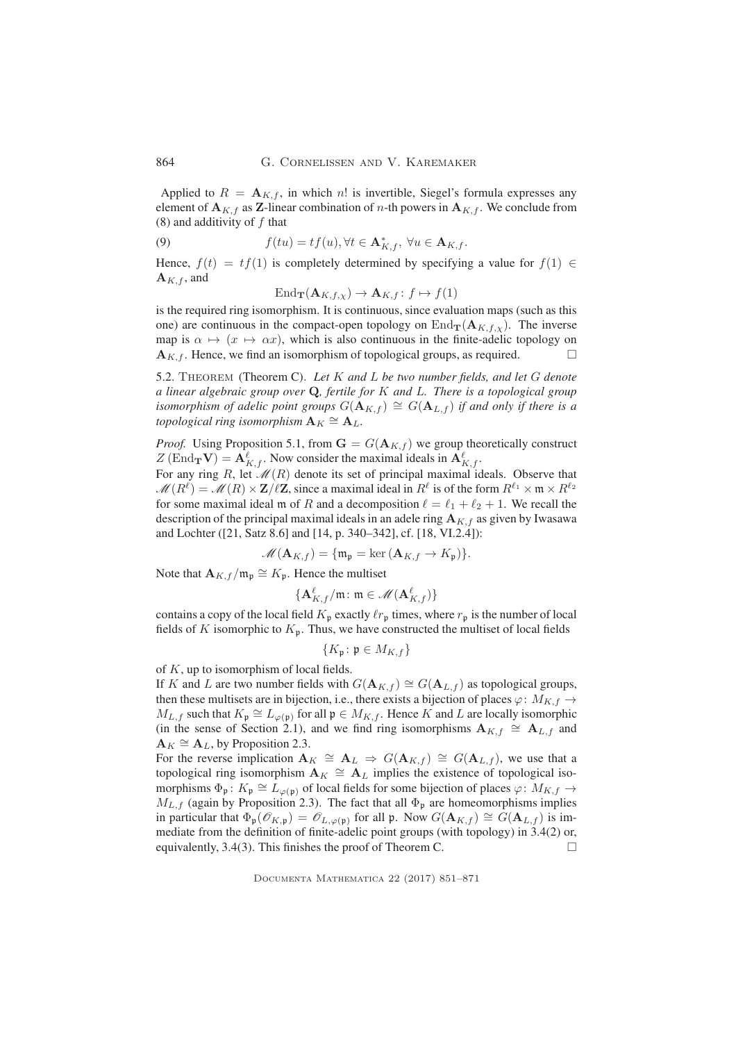Applied to $R = \mathbf{A}_{K,f}$, in which $n!$ is invertible, Siegel's formula expresses any element of $\mathbf{A}_{K,f}$ as $\mathbf{Z}$-linear combination of $n$-th powers in $\mathbf{A}_{K,f}$. We conclude from (8) and additivity of $f$ that

$$f(tu) = tf(u), \forall t \in \mathbf{A}_{K,f}^*,\ \forall u \in \mathbf{A}_{K,f}. \tag{9}$$

Hence, $f(t) = tf(1)$ is completely determined by specifying a value for $f(1) \in \mathbf{A}_{K,f}$, and

$$\mathrm{End}_{\mathbf{T}}(\mathbf{A}_{K,f,\chi}) \to \mathbf{A}_{K,f} \colon f \mapsto f(1)$$

is the required ring isomorphism. It is continuous, since evaluation maps (such as this one) are continuous in the compact-open topology on $\mathrm{End}_{\mathbf{T}}(\mathbf{A}_{K,f,\chi})$. The inverse map is $\alpha \mapsto (x \mapsto \alpha x)$, which is also continuous in the finite-adelic topology on $\mathbf{A}_{K,f}$. Hence, we find an isomorphism of topological groups, as required. $\square$

5.2. Theorem (Theorem **C**). *Let $K$ and $L$ be two number fields, and let $G$ denote a linear algebraic group over $\mathbf{Q}$, fertile for $K$ and $L$. There is a topological group isomorphism of adelic point groups $G(\mathbf{A}_{K,f}) \cong G(\mathbf{A}_{L,f})$ if and only if there is a topological ring isomorphism $\mathbf{A}_K \cong \mathbf{A}_L$.*

*Proof.* Using Proposition 5.1, from $\mathbf{G} = G(\mathbf{A}_{K,f})$ we group theoretically construct $Z\,(\mathrm{End}_{\mathbf{T}}\mathbf{V}) = \mathbf{A}_{K,f}^{\ell}$. Now consider the maximal ideals in $\mathbf{A}_{K,f}^{\ell}$.

For any ring $R$, let $\mathscr{M}(R)$ denote its set of principal maximal ideals. Observe that $\mathscr{M}(R^\ell) = \mathscr{M}(R) \times \mathbf{Z}/\ell\mathbf{Z}$, since a maximal ideal in $R^\ell$ is of the form $R^{\ell_1} \times \mathfrak{m} \times R^{\ell_2}$ for some maximal ideal $\mathfrak{m}$ of $R$ and a decomposition $\ell = \ell_1 + \ell_2 + 1$. We recall the description of the principal maximal ideals in an adele ring $\mathbf{A}_{K,f}$ as given by Iwasawa and Lochter ([21, Satz 8.6] and [14, p. 340–342], cf. [18, VI.2.4]):

$$\mathscr{M}(\mathbf{A}_{K,f}) = \{\mathfrak{m}_{\mathfrak{p}} = \ker(\mathbf{A}_{K,f} \to K_{\mathfrak{p}})\}.$$

Note that $\mathbf{A}_{K,f}/\mathfrak{m}_{\mathfrak{p}} \cong K_{\mathfrak{p}}$. Hence the multiset

$$\{\mathbf{A}_{K,f}^{\ell}/\mathfrak{m} \colon \mathfrak{m} \in \mathscr{M}(\mathbf{A}_{K,f}^{\ell})\}$$

contains a copy of the local field $K_{\mathfrak{p}}$ exactly $\ell r_{\mathfrak{p}}$ times, where $r_{\mathfrak{p}}$ is the number of local fields of $K$ isomorphic to $K_{\mathfrak{p}}$. Thus, we have constructed the multiset of local fields

$$\{K_{\mathfrak{p}} \colon \mathfrak{p} \in M_{K,f}\}$$

of $K$, up to isomorphism of local fields.

If $K$ and $L$ are two number fields with $G(\mathbf{A}_{K,f}) \cong G(\mathbf{A}_{L,f})$ as topological groups, then these multisets are in bijection, i.e., there exists a bijection of places $\varphi \colon M_{K,f} \to M_{L,f}$ such that $K_{\mathfrak{p}} \cong L_{\varphi(\mathfrak{p})}$ for all $\mathfrak{p} \in M_{K,f}$. Hence $K$ and $L$ are locally isomorphic (in the sense of Section 2.1), and we find ring isomorphisms $\mathbf{A}_{K,f} \cong \mathbf{A}_{L,f}$ and $\mathbf{A}_K \cong \mathbf{A}_L$, by Proposition 2.3.

For the reverse implication $\mathbf{A}_K \cong \mathbf{A}_L \Rightarrow G(\mathbf{A}_{K,f}) \cong G(\mathbf{A}_{L,f})$, we use that a topological ring isomorphism $\mathbf{A}_K \cong \mathbf{A}_L$ implies the existence of topological isomorphisms $\Phi_{\mathfrak{p}} \colon K_{\mathfrak{p}} \cong L_{\varphi(\mathfrak{p})}$ of local fields for some bijection of places $\varphi \colon M_{K,f} \to M_{L,f}$ (again by Proposition 2.3). The fact that all $\Phi_{\mathfrak{p}}$ are homeomorphisms implies in particular that $\Phi_{\mathfrak{p}}(\mathscr{O}_{K,\mathfrak{p}}) = \mathscr{O}_{L,\varphi(\mathfrak{p})}$ for all $\mathfrak{p}$. Now $G(\mathbf{A}_{K,f}) \cong G(\mathbf{A}_{L,f})$ is immediate from the definition of finite-adelic point groups (with topology) in 3.4(2) or, equivalently, 3.4(3). This finishes the proof of Theorem C. $\square$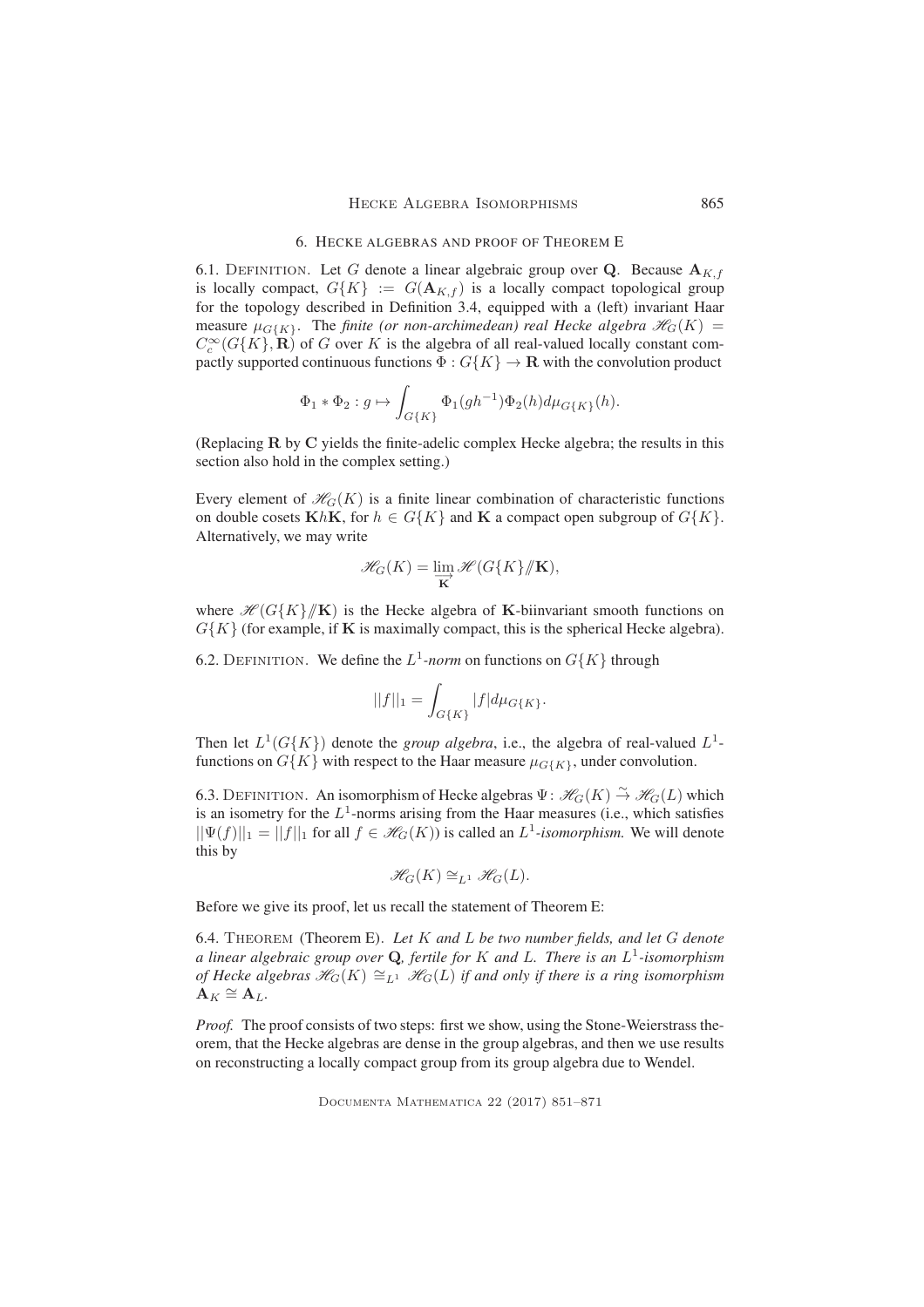## 6. Hecke algebras and proof of Theorem E

6.1. Definition. Let $G$ denote a linear algebraic group over $\mathbf{Q}$. Because $\mathbf{A}_{K,f}$ is locally compact, $G\{K\} := G(\mathbf{A}_{K,f})$ is a locally compact topological group for the topology described in Definition 3.4, equipped with a (left) invariant Haar measure $\mu_{G\{K\}}$. The *finite (or non-archimedean) real Hecke algebra* $\mathscr{H}_G(K) = C_c^\infty(G\{K\}, \mathbf{R})$ of $G$ over $K$ is the algebra of all real-valued locally constant compactly supported continuous functions $\Phi : G\{K\} \to \mathbf{R}$ with the convolution product

$$\Phi_1 * \Phi_2 : g \mapsto \int_{G\{K\}} \Phi_1(gh^{-1})\Phi_2(h) d\mu_{G\{K\}}(h).$$

(Replacing $\mathbf{R}$ by $\mathbf{C}$ yields the finite-adelic complex Hecke algebra; the results in this section also hold in the complex setting.)

Every element of $\mathscr{H}_G(K)$ is a finite linear combination of characteristic functions on double cosets $\mathbf{K}h\mathbf{K}$, for $h \in G\{K\}$ and $\mathbf{K}$ a compact open subgroup of $G\{K\}$. Alternatively, we may write

$$\mathscr{H}_G(K) = \varinjlim_{\mathbf{K}} \mathscr{H}(G\{K\} /\!\!/ \mathbf{K}),$$

where $\mathscr{H}(G\{K\} /\!\!/ \mathbf{K})$ is the Hecke algebra of $\mathbf{K}$-biinvariant smooth functions on $G\{K\}$ (for example, if $\mathbf{K}$ is maximally compact, this is the spherical Hecke algebra).

6.2. Definition. We define the $L^1$*-norm* on functions on $G\{K\}$ through

$$||f||_1 = \int_{G\{K\}} |f| d\mu_{G\{K\}}.$$

Then let $L^1(G\{K\})$ denote the *group algebra*, i.e., the algebra of real-valued $L^1$-functions on $G\{K\}$ with respect to the Haar measure $\mu_{G\{K\}}$, under convolution.

6.3. Definition. An isomorphism of Hecke algebras $\Psi : \mathscr{H}_G(K) \xrightarrow{\sim} \mathscr{H}_G(L)$ which is an isometry for the $L^1$-norms arising from the Haar measures (i.e., which satisfies $||\Psi(f)||_1 = ||f||_1$ for all $f \in \mathscr{H}_G(K)$) is called an $L^1$*-isomorphism.* We will denote this by

$$\mathscr{H}_G(K) \cong_{L^1} \mathscr{H}_G(L).$$

Before we give its proof, let us recall the statement of Theorem E:

6.4. Theorem (Theorem E). *Let $K$ and $L$ be two number fields, and let $G$ denote a linear algebraic group over $\mathbf{Q}$, fertile for $K$ and $L$. There is an $L^1$-isomorphism of Hecke algebras $\mathscr{H}_G(K) \cong_{L^1} \mathscr{H}_G(L)$ if and only if there is a ring isomorphism $\mathbf{A}_K \cong \mathbf{A}_L$.*

*Proof.* The proof consists of two steps: first we show, using the Stone-Weierstrass theorem, that the Hecke algebras are dense in the group algebras, and then we use results on reconstructing a locally compact group from its group algebra due to Wendel.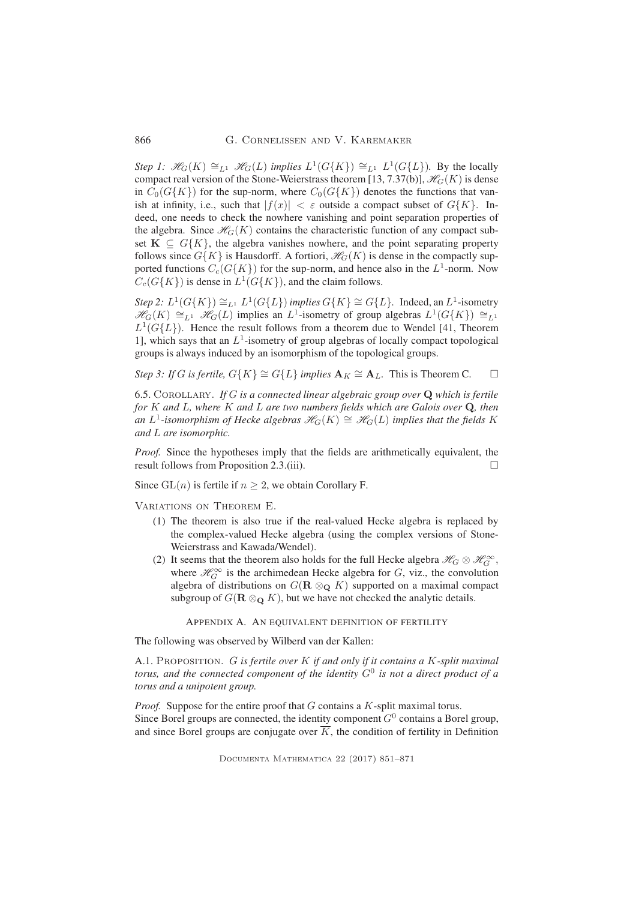*Step 1: $\mathscr{H}_G(K) \cong_{L^1} \mathscr{H}_G(L)$ implies $L^1(G\{K\}) \cong_{L^1} L^1(G\{L\})$.* By the locally compact real version of the Stone-Weierstrass theorem [13, 7.37(b)], $\mathscr{H}_G(K)$ is dense in $C_0(G\{K\})$ for the sup-norm, where $C_0(G\{K\})$ denotes the functions that vanish at infinity, i.e., such that $|f(x)| < \varepsilon$ outside a compact subset of $G\{K\}$. Indeed, one needs to check the nowhere vanishing and point separation properties of the algebra. Since $\mathscr{H}_G(K)$ contains the characteristic function of any compact subset $\mathbf{K} \subseteq G\{K\}$, the algebra vanishes nowhere, and the point separating property follows since $G\{K\}$ is Hausdorff. A fortiori, $\mathscr{H}_G(K)$ is dense in the compactly supported functions $C_c(G\{K\})$ for the sup-norm, and hence also in the $L^1$-norm. Now $C_c(G\{K\})$ is dense in $L^1(G\{K\})$, and the claim follows.

*Step 2: $L^1(G\{K\}) \cong_{L^1} L^1(G\{L\})$ implies $G\{K\} \cong G\{L\}$.* Indeed, an $L^1$-isometry $\mathscr{H}_G(K) \cong_{L^1} \mathscr{H}_G(L)$ implies an $L^1$-isometry of group algebras $L^1(G\{K\}) \cong_{L^1} L^1(G\{L\})$. Hence the result follows from a theorem due to Wendel [41, Theorem 1], which says that an $L^1$-isometry of group algebras of locally compact topological groups is always induced by an isomorphism of the topological groups.

*Step 3: If $G$ is fertile, $G\{K\} \cong G\{L\}$ implies $\mathbf{A}_K \cong \mathbf{A}_L$.* This is Theorem C. $\square$

6.5. Corollary. *If $G$ is a connected linear algebraic group over $\mathbf{Q}$ which is fertile for $K$ and $L$, where $K$ and $L$ are two numbers fields which are Galois over $\mathbf{Q}$, then an $L^1$-isomorphism of Hecke algebras $\mathscr{H}_G(K) \cong \mathscr{H}_G(L)$ implies that the fields $K$ and $L$ are isomorphic.*

*Proof.* Since the hypotheses imply that the fields are arithmetically equivalent, the result follows from Proposition 2.3.(iii). $\square$

Since $\mathrm{GL}(n)$ is fertile if $n \geq 2$, we obtain Corollary F.

Variations on Theorem E.

1. The theorem is also true if the real-valued Hecke algebra is replaced by the complex-valued Hecke algebra (using the complex versions of Stone-Weierstrass and Kawada/Wendel).
2. It seems that the theorem also holds for the full Hecke algebra $\mathscr{H}_G \otimes \mathscr{H}_G^\infty$, where $\mathscr{H}_G^\infty$ is the archimedean Hecke algebra for $G$, viz., the convolution algebra of distributions on $G(\mathbf{R} \otimes_{\mathbf{Q}} K)$ supported on a maximal compact subgroup of $G(\mathbf{R} \otimes_{\mathbf{Q}} K)$, but we have not checked the analytic details.

## Appendix A. An equivalent definition of fertility

The following was observed by Wilberd van der Kallen:

A.1. Proposition. *$G$ is fertile over $K$ if and only if it contains a $K$-split maximal torus, and the connected component of the identity $G^0$ is not a direct product of a torus and a unipotent group.*

*Proof.* Suppose for the entire proof that $G$ contains a $K$-split maximal torus. Since Borel groups are connected, the identity component $G^0$ contains a Borel group, and since Borel groups are conjugate over $\overline{K}$, the condition of fertility in Definition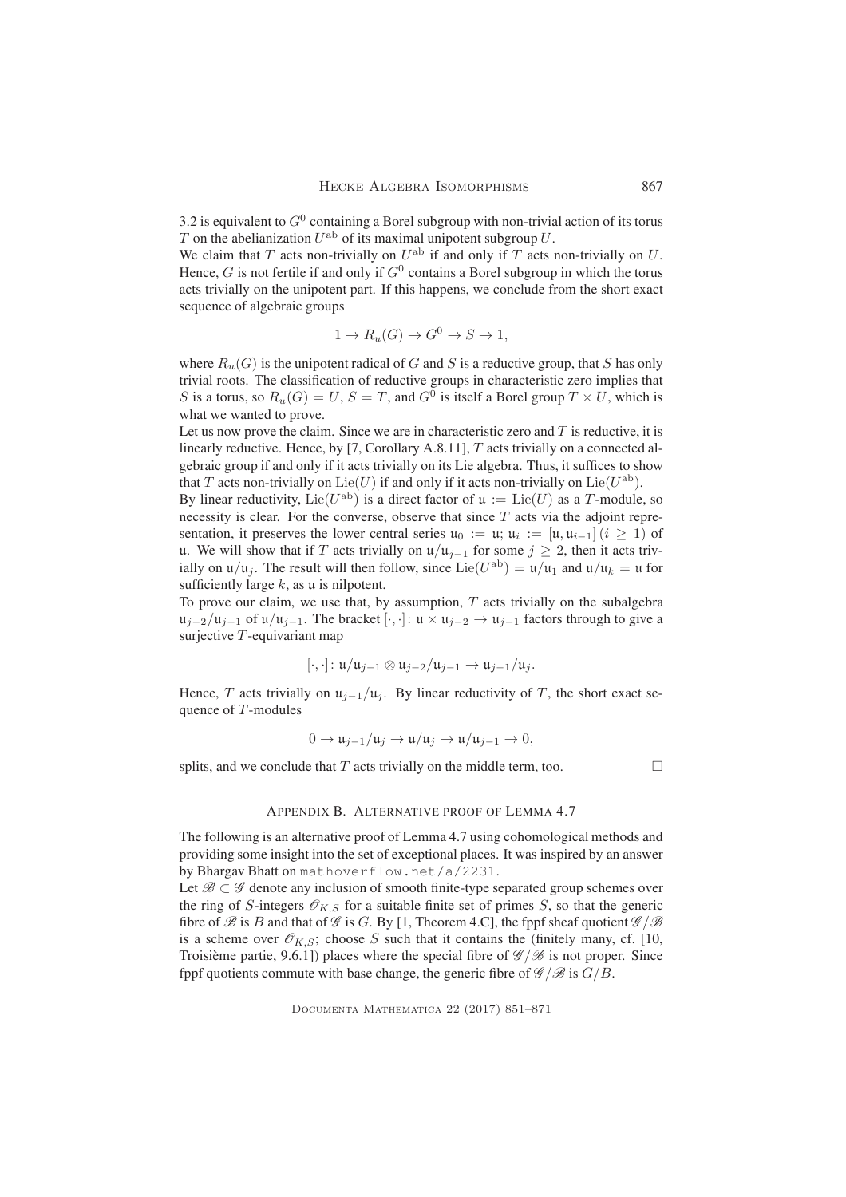3.2 is equivalent to $G^0$ containing a Borel subgroup with non-trivial action of its torus $T$ on the abelianization $U^{\mathrm{ab}}$ of its maximal unipotent subgroup $U$.

We claim that $T$ acts non-trivially on $U^{\mathrm{ab}}$ if and only if $T$ acts non-trivially on $U$. Hence, $G$ is not fertile if and only if $G^0$ contains a Borel subgroup in which the torus acts trivially on the unipotent part. If this happens, we conclude from the short exact sequence of algebraic groups

$$1 \to R_u(G) \to G^0 \to S \to 1,$$

where $R_u(G)$ is the unipotent radical of $G$ and $S$ is a reductive group, that $S$ has only trivial roots. The classification of reductive groups in characteristic zero implies that $S$ is a torus, so $R_u(G) = U$, $S = T$, and $G^0$ is itself a Borel group $T \times U$, which is what we wanted to prove.

Let us now prove the claim. Since we are in characteristic zero and $T$ is reductive, it is linearly reductive. Hence, by [7, Corollary A.8.11], $T$ acts trivially on a connected algebraic group if and only if it acts trivially on its Lie algebra. Thus, it suffices to show that $T$ acts non-trivially on $\mathrm{Lie}(U)$ if and only if it acts non-trivially on $\mathrm{Lie}(U^{\mathrm{ab}})$.

By linear reductivity, $\mathrm{Lie}(U^{\mathrm{ab}})$ is a direct factor of $\mathfrak{u} := \mathrm{Lie}(U)$ as a $T$-module, so necessity is clear. For the converse, observe that since $T$ acts via the adjoint representation, it preserves the lower central series $\mathfrak{u}_0 := \mathfrak{u}$; $\mathfrak{u}_i := [\mathfrak{u}, \mathfrak{u}_{i-1}]$ $(i \geq 1)$ of $\mathfrak{u}$. We will show that if $T$ acts trivially on $\mathfrak{u}/\mathfrak{u}_{j-1}$ for some $j \geq 2$, then it acts trivially on $\mathfrak{u}/\mathfrak{u}_j$. The result will then follow, since $\mathrm{Lie}(U^{\mathrm{ab}}) = \mathfrak{u}/\mathfrak{u}_1$ and $\mathfrak{u}/\mathfrak{u}_k = \mathfrak{u}$ for sufficiently large $k$, as $\mathfrak{u}$ is nilpotent.

To prove our claim, we use that, by assumption, $T$ acts trivially on the subalgebra $\mathfrak{u}_{j-2}/\mathfrak{u}_{j-1}$ of $\mathfrak{u}/\mathfrak{u}_{j-1}$. The bracket $[\cdot,\cdot]\colon \mathfrak{u} \times \mathfrak{u}_{j-2} \to \mathfrak{u}_{j-1}$ factors through to give a surjective $T$-equivariant map

$$[\cdot,\cdot]\colon \mathfrak{u}/\mathfrak{u}_{j-1} \otimes \mathfrak{u}_{j-2}/\mathfrak{u}_{j-1} \to \mathfrak{u}_{j-1}/\mathfrak{u}_j.$$

Hence, $T$ acts trivially on $\mathfrak{u}_{j-1}/\mathfrak{u}_j$. By linear reductivity of $T$, the short exact sequence of $T$-modules

$$0 \to \mathfrak{u}_{j-1}/\mathfrak{u}_j \to \mathfrak{u}/\mathfrak{u}_j \to \mathfrak{u}/\mathfrak{u}_{j-1} \to 0,$$

splits, and we conclude that $T$ acts trivially on the middle term, too. $\square$

## Appendix B. Alternative proof of Lemma 4.7

The following is an alternative proof of Lemma 4.7 using cohomological methods and providing some insight into the set of exceptional places. It was inspired by an answer by Bhargav Bhatt on `mathoverflow.net/a/2231`.

Let $\mathscr{B} \subset \mathscr{G}$ denote any inclusion of smooth finite-type separated group schemes over the ring of $S$-integers $\mathscr{O}_{K,S}$ for a suitable finite set of primes $S$, so that the generic fibre of $\mathscr{B}$ is $B$ and that of $\mathscr{G}$ is $G$. By [1, Theorem 4.C], the fppf sheaf quotient $\mathscr{G}/\mathscr{B}$ is a scheme over $\mathscr{O}_{K,S}$; choose $S$ such that it contains the (finitely many, cf. [10, Troisième partie, 9.6.1]) places where the special fibre of $\mathscr{G}/\mathscr{B}$ is not proper. Since fppf quotients commute with base change, the generic fibre of $\mathscr{G}/\mathscr{B}$ is $G/B$.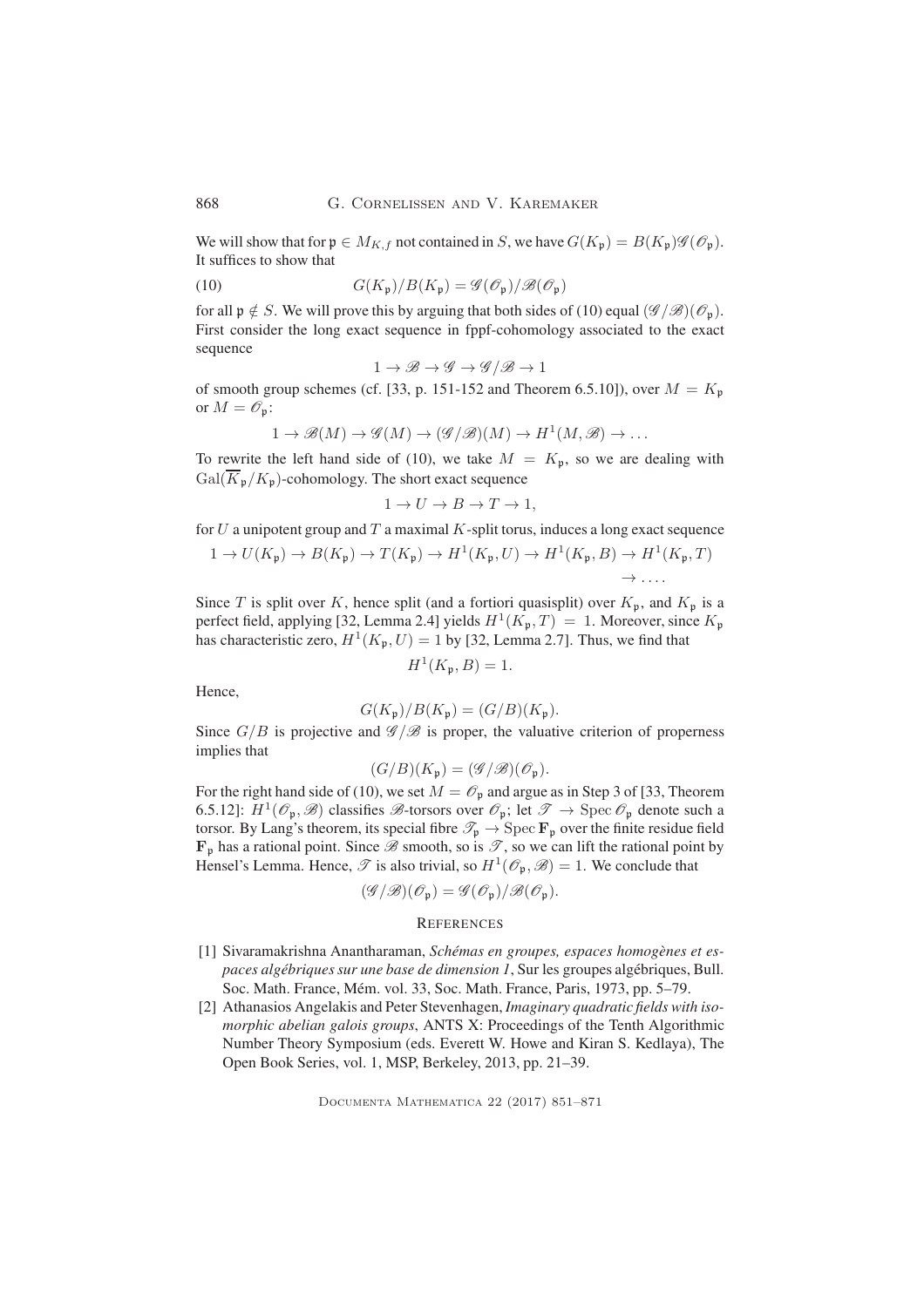We will show that for $\mathfrak{p} \in M_{K,f}$ not contained in $S$, we have $G(K_\mathfrak{p}) = B(K_\mathfrak{p})\mathscr{G}(\mathscr{O}_\mathfrak{p})$. It suffices to show that

$$G(K_\mathfrak{p})/B(K_\mathfrak{p}) = \mathscr{G}(\mathscr{O}_\mathfrak{p})/\mathscr{B}(\mathscr{O}_\mathfrak{p}) \tag{10}$$

for all $\mathfrak{p} \notin S$. We will prove this by arguing that both sides of (10) equal $(\mathscr{G}/\mathscr{B})(\mathscr{O}_\mathfrak{p})$. First consider the long exact sequence in fppf-cohomology associated to the exact sequence

$$1 \to \mathscr{B} \to \mathscr{G} \to \mathscr{G}/\mathscr{B} \to 1$$

of smooth group schemes (cf. [33, p. 151-152 and Theorem 6.5.10]), over $M = K_\mathfrak{p}$ or $M = \mathscr{O}_\mathfrak{p}$:

$$1 \to \mathscr{B}(M) \to \mathscr{G}(M) \to (\mathscr{G}/\mathscr{B})(M) \to H^1(M, \mathscr{B}) \to \dots$$

To rewrite the left hand side of (10), we take $M = K_\mathfrak{p}$, so we are dealing with $\mathrm{Gal}(\overline{K}_\mathfrak{p}/K_\mathfrak{p})$-cohomology. The short exact sequence

$$1 \to U \to B \to T \to 1,$$

for $U$ a unipotent group and $T$ a maximal $K$-split torus, induces a long exact sequence

$$1 \to U(K_\mathfrak{p}) \to B(K_\mathfrak{p}) \to T(K_\mathfrak{p}) \to H^1(K_\mathfrak{p}, U) \to H^1(K_\mathfrak{p}, B) \to H^1(K_\mathfrak{p}, T) \to \dots.$$

Since $T$ is split over $K$, hence split (and a fortiori quasisplit) over $K_\mathfrak{p}$, and $K_\mathfrak{p}$ is a perfect field, applying [32, Lemma 2.4] yields $H^1(K_\mathfrak{p}, T) = 1$. Moreover, since $K_\mathfrak{p}$ has characteristic zero, $H^1(K_\mathfrak{p}, U) = 1$ by [32, Lemma 2.7]. Thus, we find that

$$H^1(K_\mathfrak{p}, B) = 1.$$

Hence,

$$G(K_\mathfrak{p})/B(K_\mathfrak{p}) = (G/B)(K_\mathfrak{p}).$$

Since $G/B$ is projective and $\mathscr{G}/\mathscr{B}$ is proper, the valuative criterion of properness implies that

$$(G/B)(K_\mathfrak{p}) = (\mathscr{G}/\mathscr{B})(\mathscr{O}_\mathfrak{p}).$$

For the right hand side of (10), we set $M = \mathscr{O}_\mathfrak{p}$ and argue as in Step 3 of [33, Theorem 6.5.12]: $H^1(\mathscr{O}_\mathfrak{p}, \mathscr{B})$ classifies $\mathscr{B}$-torsors over $\mathscr{O}_\mathfrak{p}$; let $\mathscr{T} \to \operatorname{Spec} \mathscr{O}_\mathfrak{p}$ denote such a torsor. By Lang's theorem, its special fibre $\mathscr{T}_\mathfrak{p} \to \operatorname{Spec} \mathbf{F}_\mathfrak{p}$ over the finite residue field $\mathbf{F}_\mathfrak{p}$ has a rational point. Since $\mathscr{B}$ smooth, so is $\mathscr{T}$, so we can lift the rational point by Hensel's Lemma. Hence, $\mathscr{T}$ is also trivial, so $H^1(\mathscr{O}_\mathfrak{p}, \mathscr{B}) = 1$. We conclude that

$$(\mathscr{G}/\mathscr{B})(\mathscr{O}_\mathfrak{p}) = \mathscr{G}(\mathscr{O}_\mathfrak{p})/\mathscr{B}(\mathscr{O}_\mathfrak{p}).$$

## References

[1] Sivaramakrishna Anantharaman, *Schémas en groupes, espaces homogènes et espaces algébriques sur une base de dimension 1*, Sur les groupes algébriques, Bull. Soc. Math. France, Mém. vol. 33, Soc. Math. France, Paris, 1973, pp. 5–79.

[2] Athanasios Angelakis and Peter Stevenhagen, *Imaginary quadratic fields with isomorphic abelian galois groups*, ANTS X: Proceedings of the Tenth Algorithmic Number Theory Symposium (eds. Everett W. Howe and Kiran S. Kedlaya), The Open Book Series, vol. 1, MSP, Berkeley, 2013, pp. 21–39.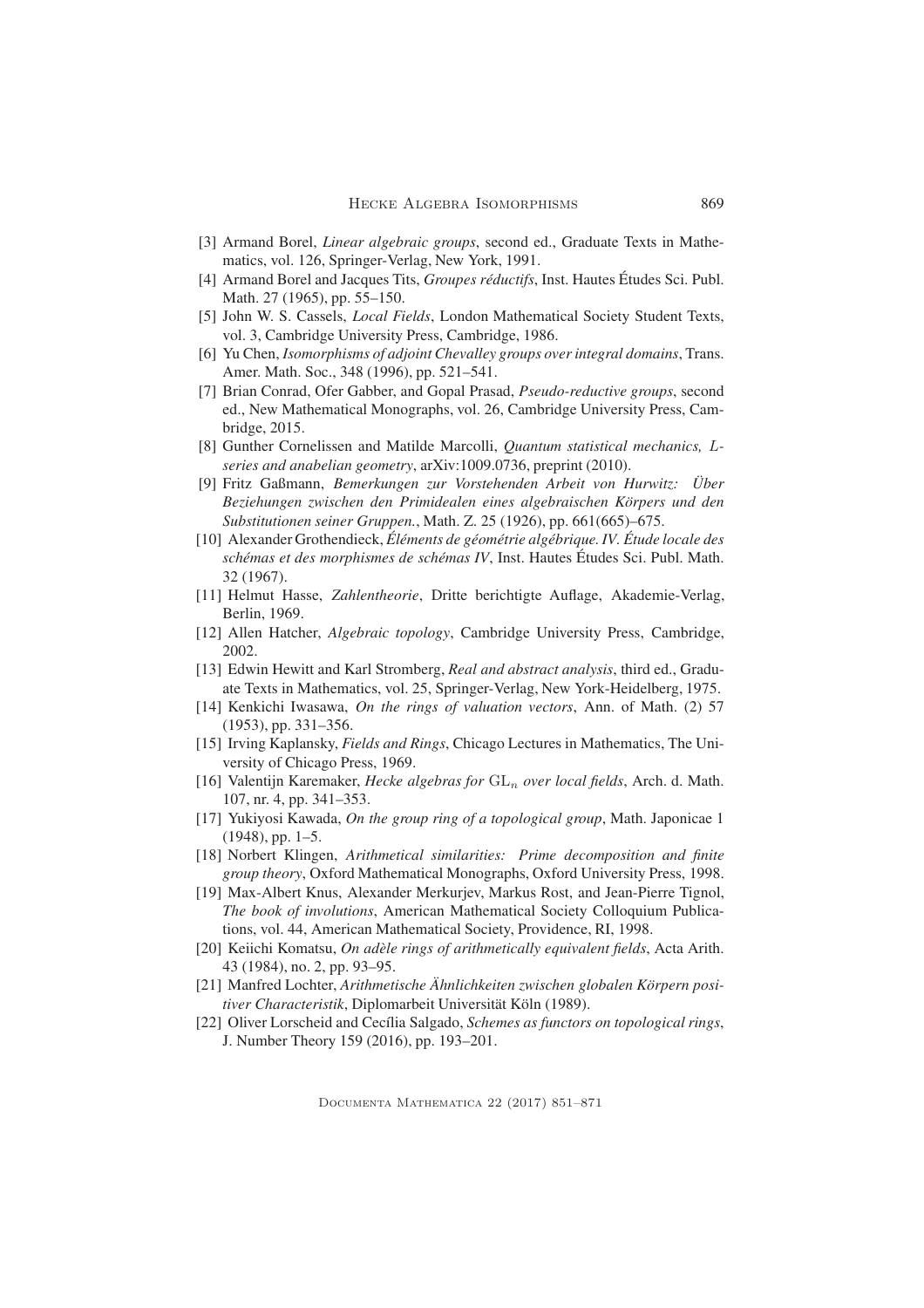[3] Armand Borel, *Linear algebraic groups*, second ed., Graduate Texts in Mathematics, vol. 126, Springer-Verlag, New York, 1991.

[4] Armand Borel and Jacques Tits, *Groupes réductifs*, Inst. Hautes Études Sci. Publ. Math. 27 (1965), pp. 55–150.

[5] John W. S. Cassels, *Local Fields*, London Mathematical Society Student Texts, vol. 3, Cambridge University Press, Cambridge, 1986.

[6] Yu Chen, *Isomorphisms of adjoint Chevalley groups over integral domains*, Trans. Amer. Math. Soc., 348 (1996), pp. 521–541.

[7] Brian Conrad, Ofer Gabber, and Gopal Prasad, *Pseudo-reductive groups*, second ed., New Mathematical Monographs, vol. 26, Cambridge University Press, Cambridge, 2015.

[8] Gunther Cornelissen and Matilde Marcolli, *Quantum statistical mechanics, L-series and anabelian geometry*, arXiv:1009.0736, preprint (2010).

[9] Fritz Gaßmann, *Bemerkungen zur Vorstehenden Arbeit von Hurwitz: Über Beziehungen zwischen den Primidealen eines algebraischen Körpers und den Substitutionen seiner Gruppen.*, Math. Z. 25 (1926), pp. 661(665)–675.

[10] Alexander Grothendieck, *Éléments de géométrie algébrique. IV. Étude locale des schémas et des morphismes de schémas IV*, Inst. Hautes Études Sci. Publ. Math. 32 (1967).

[11] Helmut Hasse, *Zahlentheorie*, Dritte berichtigte Auflage, Akademie-Verlag, Berlin, 1969.

[12] Allen Hatcher, *Algebraic topology*, Cambridge University Press, Cambridge, 2002.

[13] Edwin Hewitt and Karl Stromberg, *Real and abstract analysis*, third ed., Graduate Texts in Mathematics, vol. 25, Springer-Verlag, New York-Heidelberg, 1975.

[14] Kenkichi Iwasawa, *On the rings of valuation vectors*, Ann. of Math. (2) 57 (1953), pp. 331–356.

[15] Irving Kaplansky, *Fields and Rings*, Chicago Lectures in Mathematics, The University of Chicago Press, 1969.

[16] Valentijn Karemaker, *Hecke algebras for* $\mathrm{GL}_n$ *over local fields*, Arch. d. Math. 107, nr. 4, pp. 341–353.

[17] Yukiyosi Kawada, *On the group ring of a topological group*, Math. Japonicae 1 (1948), pp. 1–5.

[18] Norbert Klingen, *Arithmetical similarities: Prime decomposition and finite group theory*, Oxford Mathematical Monographs, Oxford University Press, 1998.

[19] Max-Albert Knus, Alexander Merkurjev, Markus Rost, and Jean-Pierre Tignol, *The book of involutions*, American Mathematical Society Colloquium Publications, vol. 44, American Mathematical Society, Providence, RI, 1998.

[20] Keiichi Komatsu, *On adèle rings of arithmetically equivalent fields*, Acta Arith. 43 (1984), no. 2, pp. 93–95.

[21] Manfred Lochter, *Arithmetische Ähnlichkeiten zwischen globalen Körpern positiver Characteristik*, Diplomarbeit Universität Köln (1989).

[22] Oliver Lorscheid and Cecília Salgado, *Schemes as functors on topological rings*, J. Number Theory 159 (2016), pp. 193–201.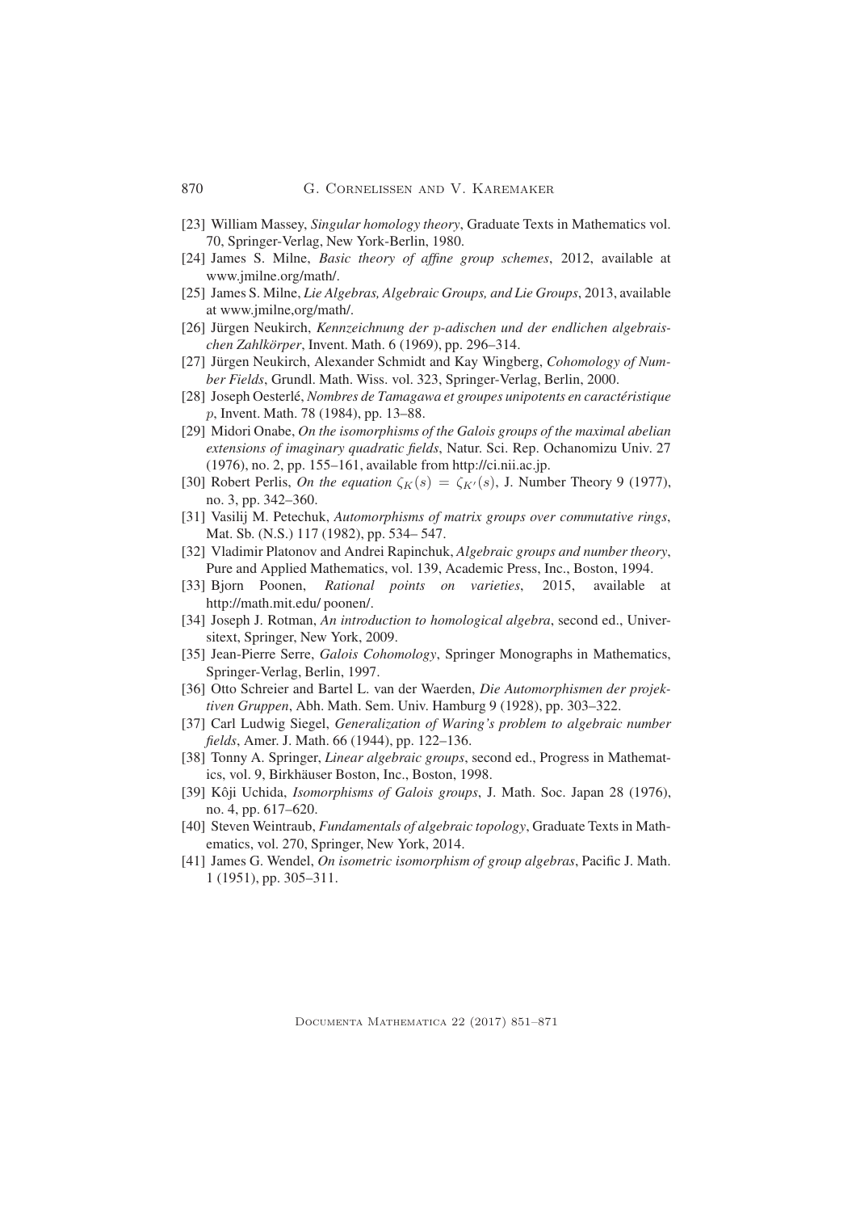[23] William Massey, *Singular homology theory*, Graduate Texts in Mathematics vol. 70, Springer-Verlag, New York-Berlin, 1980.

[24] James S. Milne, *Basic theory of affine group schemes*, 2012, available at www.jmilne.org/math/.

[25] James S. Milne, *Lie Algebras, Algebraic Groups, and Lie Groups*, 2013, available at www.jmilne,org/math/.

[26] Jürgen Neukirch, *Kennzeichnung der $p$-adischen und der endlichen algebraischen Zahlkörper*, Invent. Math. 6 (1969), pp. 296–314.

[27] Jürgen Neukirch, Alexander Schmidt and Kay Wingberg, *Cohomology of Number Fields*, Grundl. Math. Wiss. vol. 323, Springer-Verlag, Berlin, 2000.

[28] Joseph Oesterlé, *Nombres de Tamagawa et groupes unipotents en caractéristique $p$*, Invent. Math. 78 (1984), pp. 13–88.

[29] Midori Onabe, *On the isomorphisms of the Galois groups of the maximal abelian extensions of imaginary quadratic fields*, Natur. Sci. Rep. Ochanomizu Univ. 27 (1976), no. 2, pp. 155–161, available from http://ci.nii.ac.jp.

[30] Robert Perlis, *On the equation $\zeta_K(s) = \zeta_{K'}(s)$*, J. Number Theory 9 (1977), no. 3, pp. 342–360.

[31] Vasilij M. Petechuk, *Automorphisms of matrix groups over commutative rings*, Mat. Sb. (N.S.) 117 (1982), pp. 534– 547.

[32] Vladimir Platonov and Andrei Rapinchuk, *Algebraic groups and number theory*, Pure and Applied Mathematics, vol. 139, Academic Press, Inc., Boston, 1994.

[33] Bjorn Poonen, *Rational points on varieties*, 2015, available at http://math.mit.edu/ poonen/.

[34] Joseph J. Rotman, *An introduction to homological algebra*, second ed., Universitext, Springer, New York, 2009.

[35] Jean-Pierre Serre, *Galois Cohomology*, Springer Monographs in Mathematics, Springer-Verlag, Berlin, 1997.

[36] Otto Schreier and Bartel L. van der Waerden, *Die Automorphismen der projektiven Gruppen*, Abh. Math. Sem. Univ. Hamburg 9 (1928), pp. 303–322.

[37] Carl Ludwig Siegel, *Generalization of Waring's problem to algebraic number fields*, Amer. J. Math. 66 (1944), pp. 122–136.

[38] Tonny A. Springer, *Linear algebraic groups*, second ed., Progress in Mathematics, vol. 9, Birkhäuser Boston, Inc., Boston, 1998.

[39] Kôji Uchida, *Isomorphisms of Galois groups*, J. Math. Soc. Japan 28 (1976), no. 4, pp. 617–620.

[40] Steven Weintraub, *Fundamentals of algebraic topology*, Graduate Texts in Mathematics, vol. 270, Springer, New York, 2014.

[41] James G. Wendel, *On isometric isomorphism of group algebras*, Pacific J. Math. 1 (1951), pp. 305–311.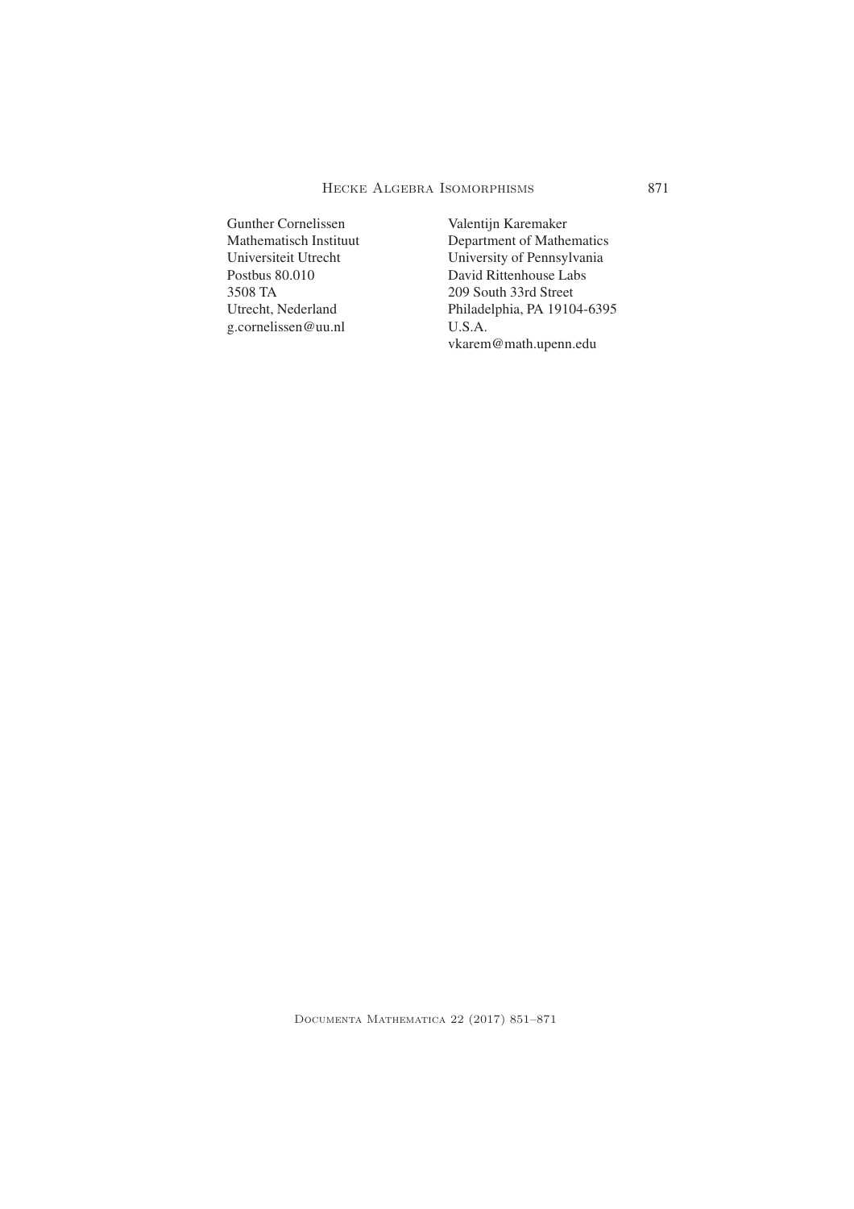Gunther Cornelissen
Mathematisch Instituut
Universiteit Utrecht
Postbus 80.010
3508 TA
Utrecht, Nederland
g.cornelissen@uu.nl

Valentijn Karemaker
Department of Mathematics
University of Pennsylvania
David Rittenhouse Labs
209 South 33rd Street
Philadelphia, PA 19104-6395
U.S.A.
vkarem@math.upenn.edu